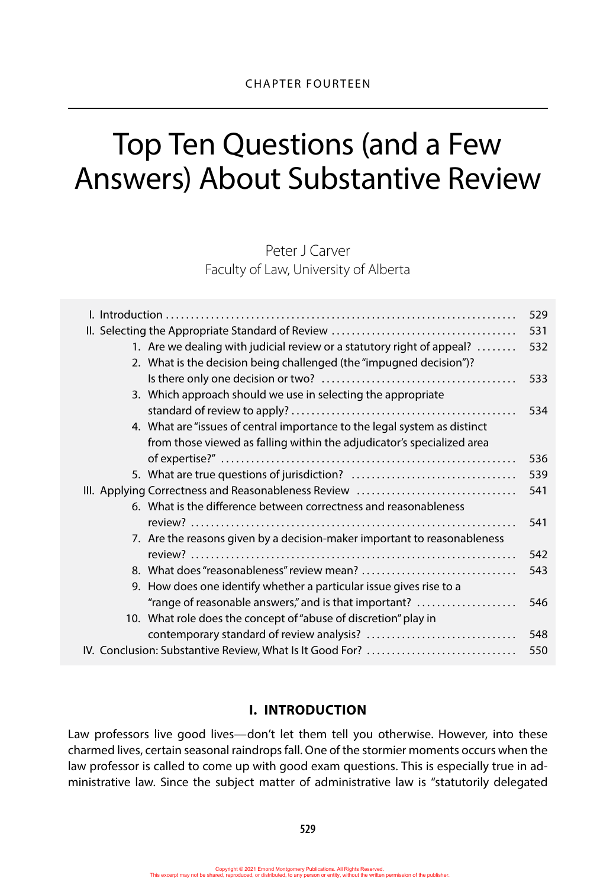CHAPTER FOURTEEN

# Top Ten Questions (and a Few Answers) About Substantive Review

Peter J Carver
Faculty of Law, University of Alberta

| | |
|---|---|
| I. Introduction | 529 |
| II. Selecting the Appropriate Standard of Review | 531 |
| 1. Are we dealing with judicial review or a statutory right of appeal? | 532 |
| 2. What is the decision being challenged (the "impugned decision")? Is there only one decision or two? | 533 |
| 3. Which approach should we use in selecting the appropriate standard of review to apply? | 534 |
| 4. What are "issues of central importance to the legal system as distinct from those viewed as falling within the adjudicator's specialized area of expertise?" | 536 |
| 5. What are true questions of jurisdiction? | 539 |
| III. Applying Correctness and Reasonableness Review | 541 |
| 6. What is the difference between correctness and reasonableness review? | 541 |
| 7. Are the reasons given by a decision-maker important to reasonableness review? | 542 |
| 8. What does "reasonableness" review mean? | 543 |
| 9. How does one identify whether a particular issue gives rise to a "range of reasonable answers," and is that important? | 546 |
| 10. What role does the concept of "abuse of discretion" play in contemporary standard of review analysis? | 548 |
| IV. Conclusion: Substantive Review, What Is It Good For? | 550 |

## I. INTRODUCTION

Law professors live good lives—don't let them tell you otherwise. However, into these charmed lives, certain seasonal raindrops fall. One of the stormier moments occurs when the law professor is called to come up with good exam questions. This is especially true in administrative law. Since the subject matter of administrative law is "statutorily delegated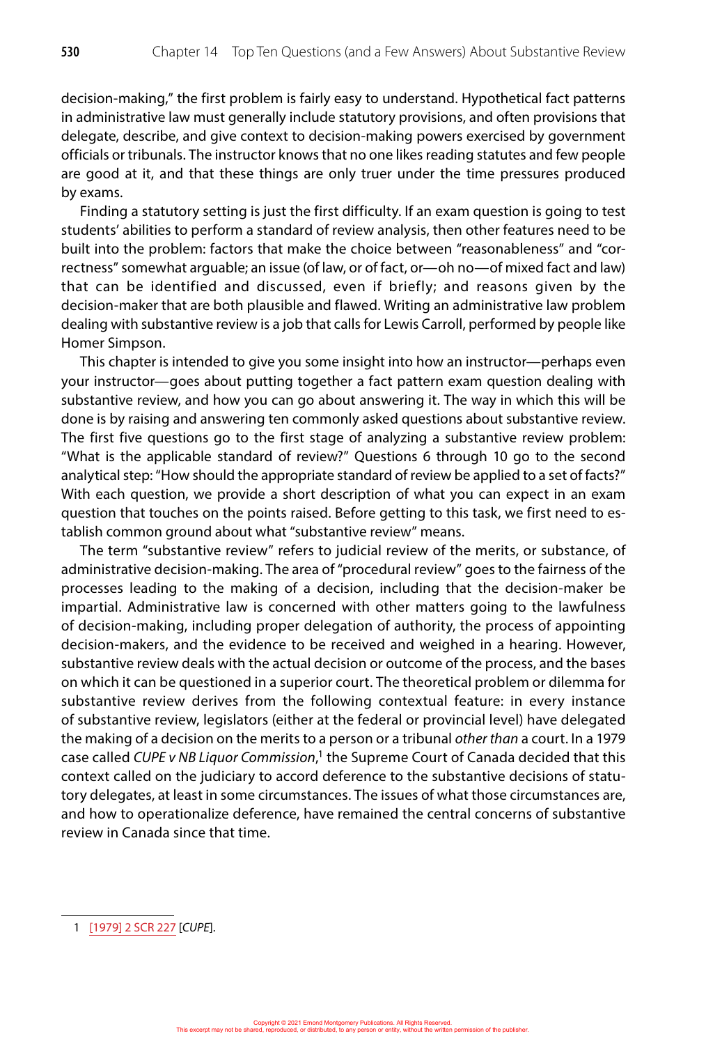decision-making," the first problem is fairly easy to understand. Hypothetical fact patterns in administrative law must generally include statutory provisions, and often provisions that delegate, describe, and give context to decision-making powers exercised by government officials or tribunals. The instructor knows that no one likes reading statutes and few people are good at it, and that these things are only truer under the time pressures produced by exams.

Finding a statutory setting is just the first difficulty. If an exam question is going to test students' abilities to perform a standard of review analysis, then other features need to be built into the problem: factors that make the choice between "reasonableness" and "correctness" somewhat arguable; an issue (of law, or of fact, or—oh no—of mixed fact and law) that can be identified and discussed, even if briefly; and reasons given by the decision-maker that are both plausible and flawed. Writing an administrative law problem dealing with substantive review is a job that calls for Lewis Carroll, performed by people like Homer Simpson.

This chapter is intended to give you some insight into how an instructor—perhaps even your instructor—goes about putting together a fact pattern exam question dealing with substantive review, and how you can go about answering it. The way in which this will be done is by raising and answering ten commonly asked questions about substantive review. The first five questions go to the first stage of analyzing a substantive review problem: "What is the applicable standard of review?" Questions 6 through 10 go to the second analytical step: "How should the appropriate standard of review be applied to a set of facts?" With each question, we provide a short description of what you can expect in an exam question that touches on the points raised. Before getting to this task, we first need to establish common ground about what "substantive review" means.

The term "substantive review" refers to judicial review of the merits, or substance, of administrative decision-making. The area of "procedural review" goes to the fairness of the processes leading to the making of a decision, including that the decision-maker be impartial. Administrative law is concerned with other matters going to the lawfulness of decision-making, including proper delegation of authority, the process of appointing decision-makers, and the evidence to be received and weighed in a hearing. However, substantive review deals with the actual decision or outcome of the process, and the bases on which it can be questioned in a superior court. The theoretical problem or dilemma for substantive review derives from the following contextual feature: in every instance of substantive review, legislators (either at the federal or provincial level) have delegated the making of a decision on the merits to a person or a tribunal *other than* a court. In a 1979 case called *CUPE v NB Liquor Commission*,[1] the Supreme Court of Canada decided that this context called on the judiciary to accord deference to the substantive decisions of statutory delegates, at least in some circumstances. The issues of what those circumstances are, and how to operationalize deference, have remained the central concerns of substantive review in Canada since that time.

1 [1979] 2 SCR 227 [*CUPE*].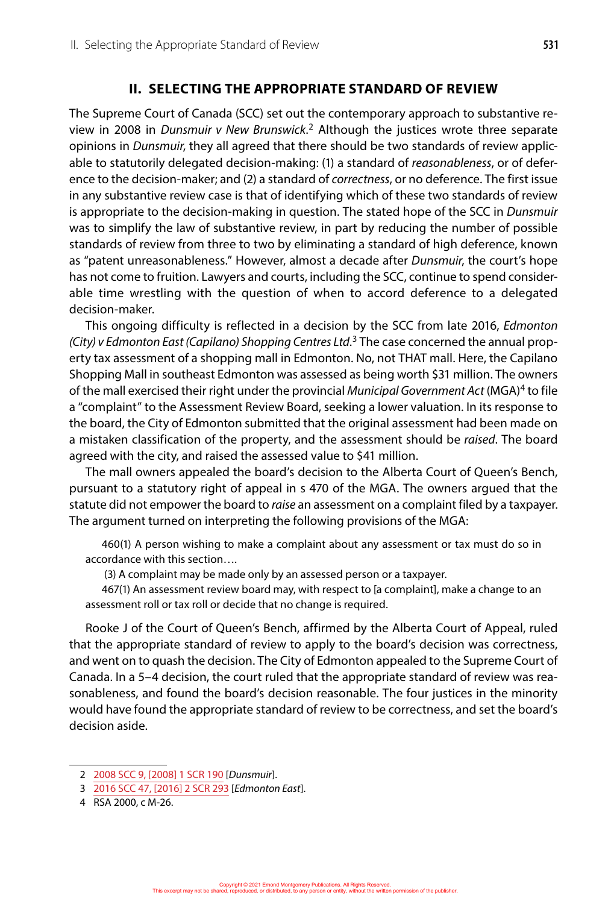## II. SELECTING THE APPROPRIATE STANDARD OF REVIEW

The Supreme Court of Canada (SCC) set out the contemporary approach to substantive review in 2008 in *Dunsmuir v New Brunswick*.[2] Although the justices wrote three separate opinions in *Dunsmuir*, they all agreed that there should be two standards of review applicable to statutorily delegated decision-making: (1) a standard of *reasonableness*, or of deference to the decision-maker; and (2) a standard of *correctness*, or no deference. The first issue in any substantive review case is that of identifying which of these two standards of review is appropriate to the decision-making in question. The stated hope of the SCC in *Dunsmuir* was to simplify the law of substantive review, in part by reducing the number of possible standards of review from three to two by eliminating a standard of high deference, known as "patent unreasonableness." However, almost a decade after *Dunsmuir*, the court's hope has not come to fruition. Lawyers and courts, including the SCC, continue to spend considerable time wrestling with the question of when to accord deference to a delegated decision-maker.

This ongoing difficulty is reflected in a decision by the SCC from late 2016, *Edmonton (City) v Edmonton East (Capilano) Shopping Centres Ltd*.[3] The case concerned the annual property tax assessment of a shopping mall in Edmonton. No, not THAT mall. Here, the Capilano Shopping Mall in southeast Edmonton was assessed as being worth $31 million. The owners of the mall exercised their right under the provincial *Municipal Government Act* (MGA)[4] to file a "complaint" to the Assessment Review Board, seeking a lower valuation. In its response to the board, the City of Edmonton submitted that the original assessment had been made on a mistaken classification of the property, and the assessment should be *raised*. The board agreed with the city, and raised the assessed value to $41 million.

The mall owners appealed the board's decision to the Alberta Court of Queen's Bench, pursuant to a statutory right of appeal in s 470 of the MGA. The owners argued that the statute did not empower the board to *raise* an assessment on a complaint filed by a taxpayer. The argument turned on interpreting the following provisions of the MGA:

> 460(1) A person wishing to make a complaint about any assessment or tax must do so in accordance with this section….
>
> (3) A complaint may be made only by an assessed person or a taxpayer.
>
> 467(1) An assessment review board may, with respect to [a complaint], make a change to an assessment roll or tax roll or decide that no change is required.

Rooke J of the Court of Queen's Bench, affirmed by the Alberta Court of Appeal, ruled that the appropriate standard of review to apply to the board's decision was correctness, and went on to quash the decision. The City of Edmonton appealed to the Supreme Court of Canada. In a 5–4 decision, the court ruled that the appropriate standard of review was reasonableness, and found the board's decision reasonable. The four justices in the minority would have found the appropriate standard of review to be correctness, and set the board's decision aside.

---

2 2008 SCC 9, [2008] 1 SCR 190 [*Dunsmuir*].

3 2016 SCC 47, [2016] 2 SCR 293 [*Edmonton East*].

4 RSA 2000, c M-26.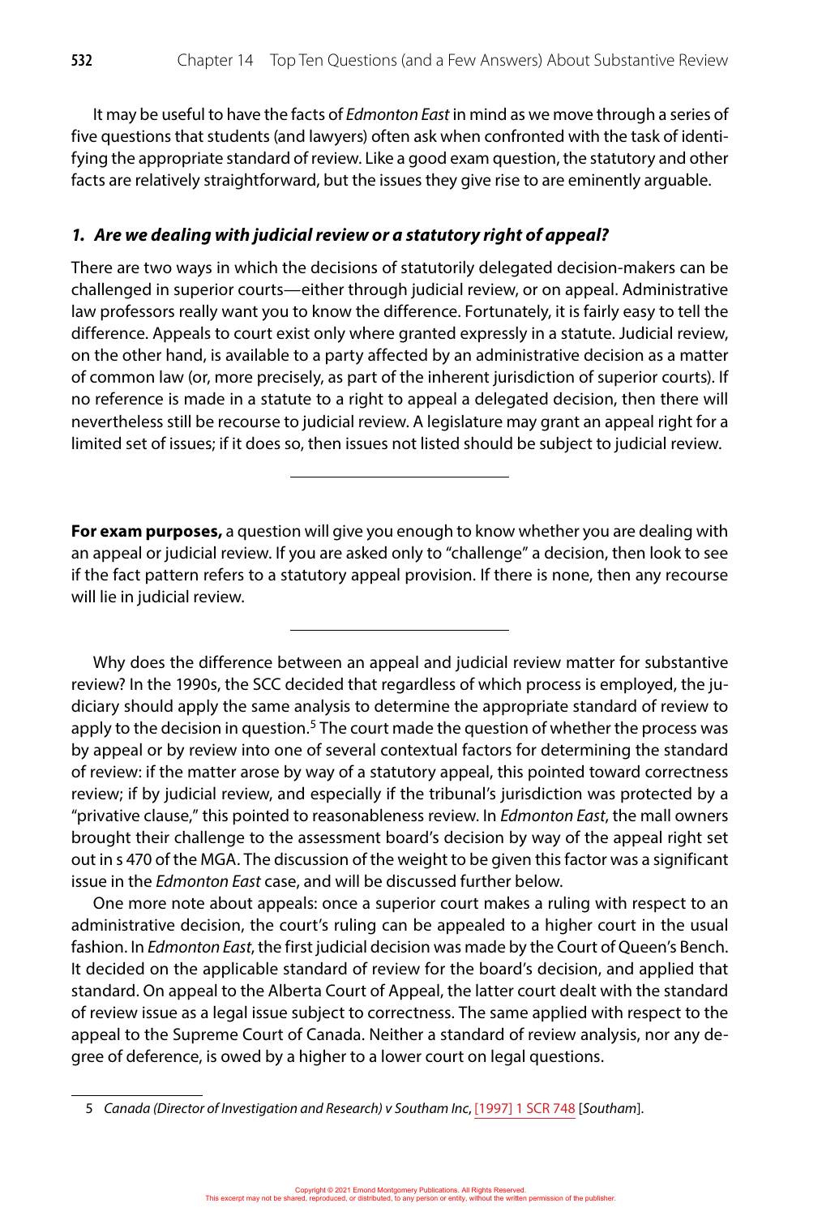It may be useful to have the facts of *Edmonton East* in mind as we move through a series of five questions that students (and lawyers) often ask when confronted with the task of identifying the appropriate standard of review. Like a good exam question, the statutory and other facts are relatively straightforward, but the issues they give rise to are eminently arguable.

### *1. Are we dealing with judicial review or a statutory right of appeal?*

There are two ways in which the decisions of statutorily delegated decision-makers can be challenged in superior courts—either through judicial review, or on appeal. Administrative law professors really want you to know the difference. Fortunately, it is fairly easy to tell the difference. Appeals to court exist only where granted expressly in a statute. Judicial review, on the other hand, is available to a party affected by an administrative decision as a matter of common law (or, more precisely, as part of the inherent jurisdiction of superior courts). If no reference is made in a statute to a right to appeal a delegated decision, then there will nevertheless still be recourse to judicial review. A legislature may grant an appeal right for a limited set of issues; if it does so, then issues not listed should be subject to judicial review.

---

**For exam purposes,** a question will give you enough to know whether you are dealing with an appeal or judicial review. If you are asked only to "challenge" a decision, then look to see if the fact pattern refers to a statutory appeal provision. If there is none, then any recourse will lie in judicial review.

---

Why does the difference between an appeal and judicial review matter for substantive review? In the 1990s, the SCC decided that regardless of which process is employed, the judiciary should apply the same analysis to determine the appropriate standard of review to apply to the decision in question.[5] The court made the question of whether the process was by appeal or by review into one of several contextual factors for determining the standard of review: if the matter arose by way of a statutory appeal, this pointed toward correctness review; if by judicial review, and especially if the tribunal's jurisdiction was protected by a "privative clause," this pointed to reasonableness review. In *Edmonton East*, the mall owners brought their challenge to the assessment board's decision by way of the appeal right set out in s 470 of the MGA. The discussion of the weight to be given this factor was a significant issue in the *Edmonton East* case, and will be discussed further below.

One more note about appeals: once a superior court makes a ruling with respect to an administrative decision, the court's ruling can be appealed to a higher court in the usual fashion. In *Edmonton East*, the first judicial decision was made by the Court of Queen's Bench. It decided on the applicable standard of review for the board's decision, and applied that standard. On appeal to the Alberta Court of Appeal, the latter court dealt with the standard of review issue as a legal issue subject to correctness. The same applied with respect to the appeal to the Supreme Court of Canada. Neither a standard of review analysis, nor any degree of deference, is owed by a higher to a lower court on legal questions.

---

5 *Canada (Director of Investigation and Research) v Southam Inc*, [1997] 1 SCR 748 [*Southam*].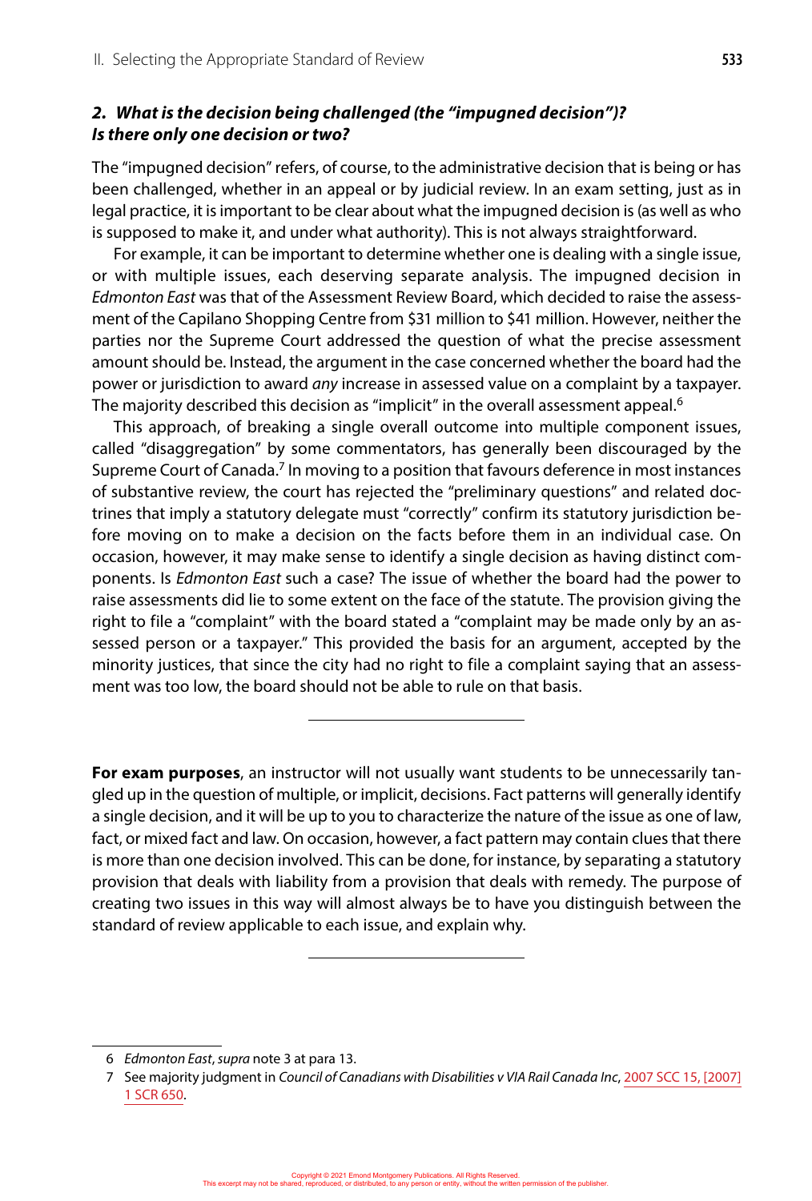### *2. What is the decision being challenged (the "impugned decision")? Is there only one decision or two?*

The "impugned decision" refers, of course, to the administrative decision that is being or has been challenged, whether in an appeal or by judicial review. In an exam setting, just as in legal practice, it is important to be clear about what the impugned decision is (as well as who is supposed to make it, and under what authority). This is not always straightforward.

For example, it can be important to determine whether one is dealing with a single issue, or with multiple issues, each deserving separate analysis. The impugned decision in *Edmonton East* was that of the Assessment Review Board, which decided to raise the assessment of the Capilano Shopping Centre from $31 million to $41 million. However, neither the parties nor the Supreme Court addressed the question of what the precise assessment amount should be. Instead, the argument in the case concerned whether the board had the power or jurisdiction to award *any* increase in assessed value on a complaint by a taxpayer. The majority described this decision as "implicit" in the overall assessment appeal.[6]

This approach, of breaking a single overall outcome into multiple component issues, called "disaggregation" by some commentators, has generally been discouraged by the Supreme Court of Canada.[7] In moving to a position that favours deference in most instances of substantive review, the court has rejected the "preliminary questions" and related doctrines that imply a statutory delegate must "correctly" confirm its statutory jurisdiction before moving on to make a decision on the facts before them in an individual case. On occasion, however, it may make sense to identify a single decision as having distinct components. Is *Edmonton East* such a case? The issue of whether the board had the power to raise assessments did lie to some extent on the face of the statute. The provision giving the right to file a "complaint" with the board stated a "complaint may be made only by an assessed person or a taxpayer." This provided the basis for an argument, accepted by the minority justices, that since the city had no right to file a complaint saying that an assessment was too low, the board should not be able to rule on that basis.

---

**For exam purposes**, an instructor will not usually want students to be unnecessarily tangled up in the question of multiple, or implicit, decisions. Fact patterns will generally identify a single decision, and it will be up to you to characterize the nature of the issue as one of law, fact, or mixed fact and law. On occasion, however, a fact pattern may contain clues that there is more than one decision involved. This can be done, for instance, by separating a statutory provision that deals with liability from a provision that deals with remedy. The purpose of creating two issues in this way will almost always be to have you distinguish between the standard of review applicable to each issue, and explain why.

---

6 *Edmonton East*, *supra* note 3 at para 13.

7 See majority judgment in *Council of Canadians with Disabilities v VIA Rail Canada Inc*, 2007 SCC 15, [2007] 1 SCR 650.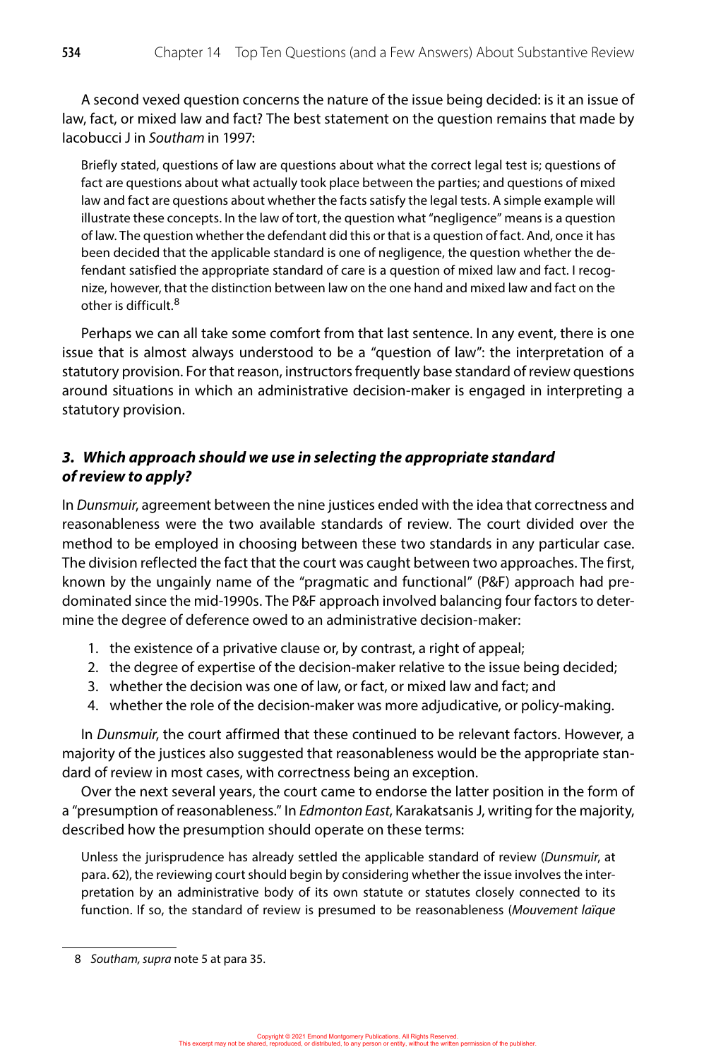A second vexed question concerns the nature of the issue being decided: is it an issue of law, fact, or mixed law and fact? The best statement on the question remains that made by Iacobucci J in *Southam* in 1997:

> Briefly stated, questions of law are questions about what the correct legal test is; questions of fact are questions about what actually took place between the parties; and questions of mixed law and fact are questions about whether the facts satisfy the legal tests. A simple example will illustrate these concepts. In the law of tort, the question what "negligence" means is a question of law. The question whether the defendant did this or that is a question of fact. And, once it has been decided that the applicable standard is one of negligence, the question whether the defendant satisfied the appropriate standard of care is a question of mixed law and fact. I recognize, however, that the distinction between law on the one hand and mixed law and fact on the other is difficult.[8]

Perhaps we can all take some comfort from that last sentence. In any event, there is one issue that is almost always understood to be a "question of law": the interpretation of a statutory provision. For that reason, instructors frequently base standard of review questions around situations in which an administrative decision-maker is engaged in interpreting a statutory provision.

### *3. Which approach should we use in selecting the appropriate standard of review to apply?*

In *Dunsmuir*, agreement between the nine justices ended with the idea that correctness and reasonableness were the two available standards of review. The court divided over the method to be employed in choosing between these two standards in any particular case. The division reflected the fact that the court was caught between two approaches. The first, known by the ungainly name of the "pragmatic and functional" (P&F) approach had predominated since the mid-1990s. The P&F approach involved balancing four factors to determine the degree of deference owed to an administrative decision-maker:

1. the existence of a privative clause or, by contrast, a right of appeal;
2. the degree of expertise of the decision-maker relative to the issue being decided;
3. whether the decision was one of law, or fact, or mixed law and fact; and
4. whether the role of the decision-maker was more adjudicative, or policy-making.

In *Dunsmuir*, the court affirmed that these continued to be relevant factors. However, a majority of the justices also suggested that reasonableness would be the appropriate standard of review in most cases, with correctness being an exception.

Over the next several years, the court came to endorse the latter position in the form of a "presumption of reasonableness." In *Edmonton East*, Karakatsanis J, writing for the majority, described how the presumption should operate on these terms:

> Unless the jurisprudence has already settled the applicable standard of review (*Dunsmuir*, at para. 62), the reviewing court should begin by considering whether the issue involves the interpretation by an administrative body of its own statute or statutes closely connected to its function. If so, the standard of review is presumed to be reasonableness (*Mouvement laïque*

---

8 *Southam, supra* note 5 at para 35.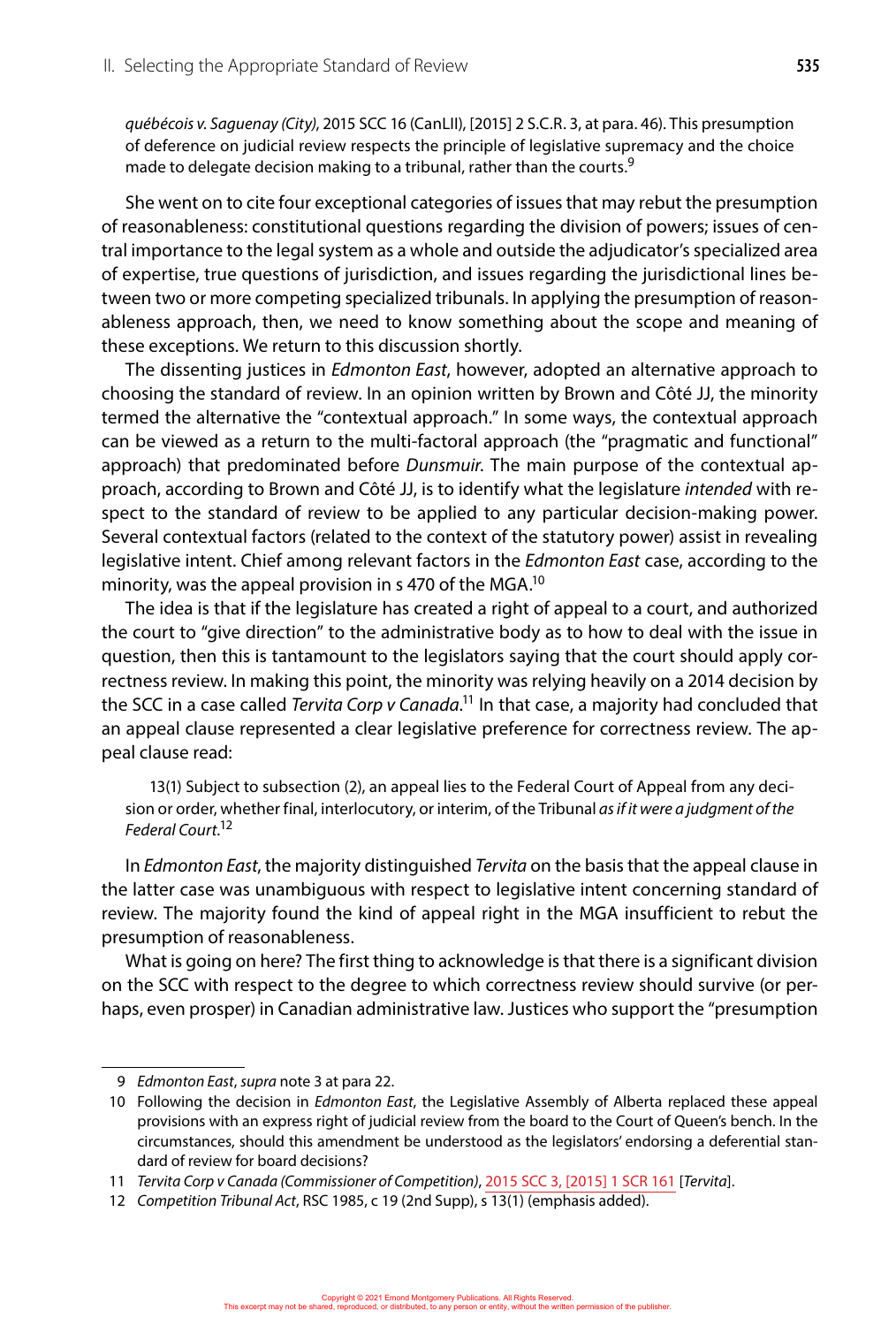*québécois v. Saguenay (City)*, 2015 SCC 16 (CanLII), [2015] 2 S.C.R. 3, at para. 46). This presumption of deference on judicial review respects the principle of legislative supremacy and the choice made to delegate decision making to a tribunal, rather than the courts.[9]

She went on to cite four exceptional categories of issues that may rebut the presumption of reasonableness: constitutional questions regarding the division of powers; issues of central importance to the legal system as a whole and outside the adjudicator's specialized area of expertise, true questions of jurisdiction, and issues regarding the jurisdictional lines between two or more competing specialized tribunals. In applying the presumption of reasonableness approach, then, we need to know something about the scope and meaning of these exceptions. We return to this discussion shortly.

The dissenting justices in *Edmonton East*, however, adopted an alternative approach to choosing the standard of review. In an opinion written by Brown and Côté JJ, the minority termed the alternative the "contextual approach." In some ways, the contextual approach can be viewed as a return to the multi-factoral approach (the "pragmatic and functional" approach) that predominated before *Dunsmuir.* The main purpose of the contextual approach, according to Brown and Côté JJ, is to identify what the legislature *intended* with respect to the standard of review to be applied to any particular decision-making power. Several contextual factors (related to the context of the statutory power) assist in revealing legislative intent. Chief among relevant factors in the *Edmonton East* case, according to the minority, was the appeal provision in s 470 of the MGA.[10]

The idea is that if the legislature has created a right of appeal to a court, and authorized the court to "give direction" to the administrative body as to how to deal with the issue in question, then this is tantamount to the legislators saying that the court should apply correctness review. In making this point, the minority was relying heavily on a 2014 decision by the SCC in a case called *Tervita Corp v Canada*.[11] In that case, a majority had concluded that an appeal clause represented a clear legislative preference for correctness review. The appeal clause read:

> 13(1) Subject to subsection (2), an appeal lies to the Federal Court of Appeal from any decision or order, whether final, interlocutory, or interim, of the Tribunal *as if it were a judgment of the Federal Court*.[12]

In *Edmonton East*, the majority distinguished *Tervita* on the basis that the appeal clause in the latter case was unambiguous with respect to legislative intent concerning standard of review. The majority found the kind of appeal right in the MGA insufficient to rebut the presumption of reasonableness.

What is going on here? The first thing to acknowledge is that there is a significant division on the SCC with respect to the degree to which correctness review should survive (or perhaps, even prosper) in Canadian administrative law. Justices who support the "presumption

---

9 *Edmonton East*, *supra* note 3 at para 22.

10 Following the decision in *Edmonton East*, the Legislative Assembly of Alberta replaced these appeal provisions with an express right of judicial review from the board to the Court of Queen's bench. In the circumstances, should this amendment be understood as the legislators' endorsing a deferential standard of review for board decisions?

11 *Tervita Corp v Canada (Commissioner of Competition)*, 2015 SCC 3, [2015] 1 SCR 161 [*Tervita*].

12 *Competition Tribunal Act*, RSC 1985, c 19 (2nd Supp), s 13(1) (emphasis added).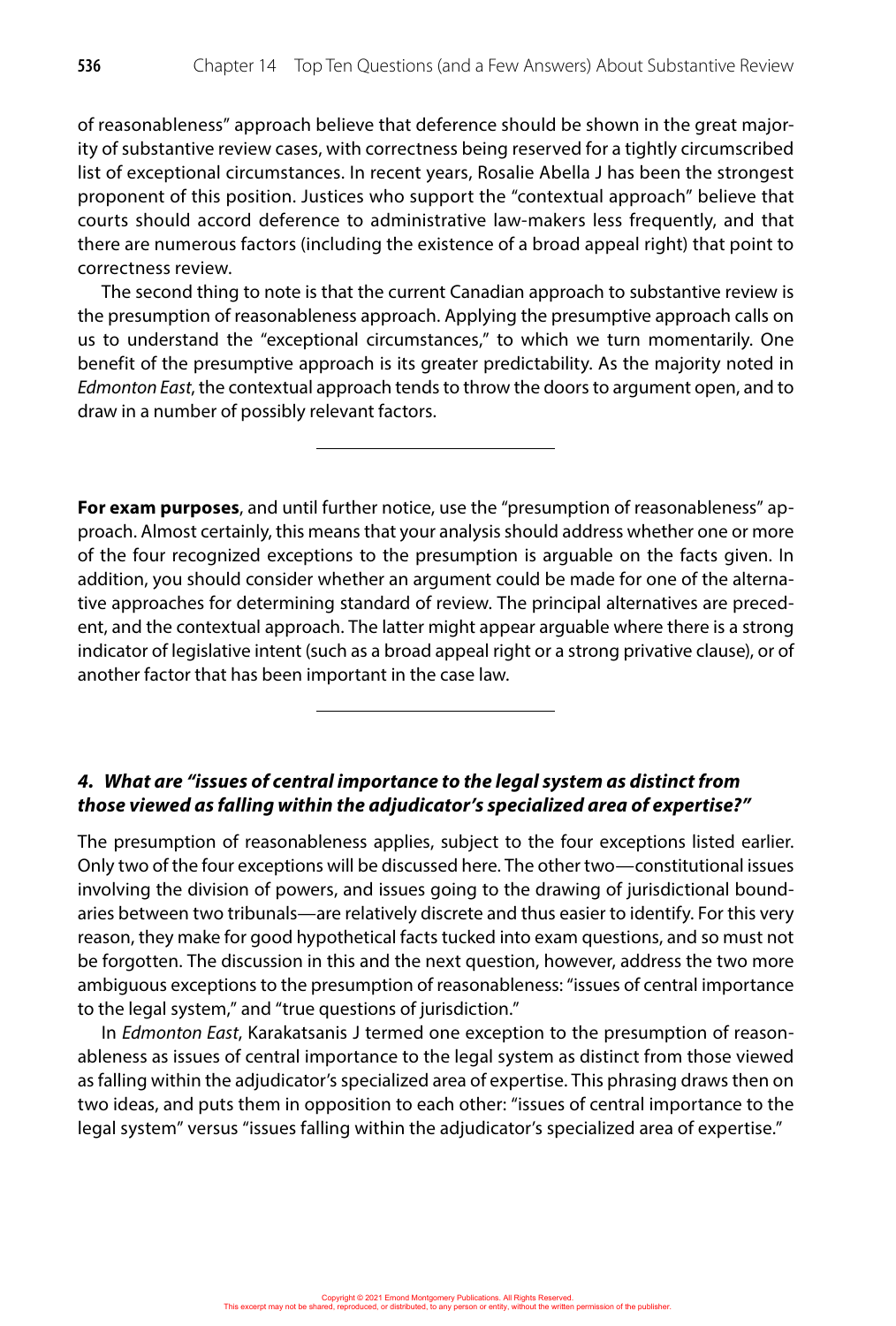of reasonableness" approach believe that deference should be shown in the great majority of substantive review cases, with correctness being reserved for a tightly circumscribed list of exceptional circumstances. In recent years, Rosalie Abella J has been the strongest proponent of this position. Justices who support the "contextual approach" believe that courts should accord deference to administrative law-makers less frequently, and that there are numerous factors (including the existence of a broad appeal right) that point to correctness review.

The second thing to note is that the current Canadian approach to substantive review is the presumption of reasonableness approach. Applying the presumptive approach calls on us to understand the "exceptional circumstances," to which we turn momentarily. One benefit of the presumptive approach is its greater predictability. As the majority noted in *Edmonton East*, the contextual approach tends to throw the doors to argument open, and to draw in a number of possibly relevant factors.

---

**For exam purposes**, and until further notice, use the "presumption of reasonableness" approach. Almost certainly, this means that your analysis should address whether one or more of the four recognized exceptions to the presumption is arguable on the facts given. In addition, you should consider whether an argument could be made for one of the alternative approaches for determining standard of review. The principal alternatives are precedent, and the contextual approach. The latter might appear arguable where there is a strong indicator of legislative intent (such as a broad appeal right or a strong privative clause), or of another factor that has been important in the case law.

---

### *4. What are "issues of central importance to the legal system as distinct from those viewed as falling within the adjudicator's specialized area of expertise?"*

The presumption of reasonableness applies, subject to the four exceptions listed earlier. Only two of the four exceptions will be discussed here. The other two—constitutional issues involving the division of powers, and issues going to the drawing of jurisdictional boundaries between two tribunals—are relatively discrete and thus easier to identify. For this very reason, they make for good hypothetical facts tucked into exam questions, and so must not be forgotten. The discussion in this and the next question, however, address the two more ambiguous exceptions to the presumption of reasonableness: "issues of central importance to the legal system," and "true questions of jurisdiction."

In *Edmonton East*, Karakatsanis J termed one exception to the presumption of reasonableness as issues of central importance to the legal system as distinct from those viewed as falling within the adjudicator's specialized area of expertise. This phrasing draws then on two ideas, and puts them in opposition to each other: "issues of central importance to the legal system" versus "issues falling within the adjudicator's specialized area of expertise."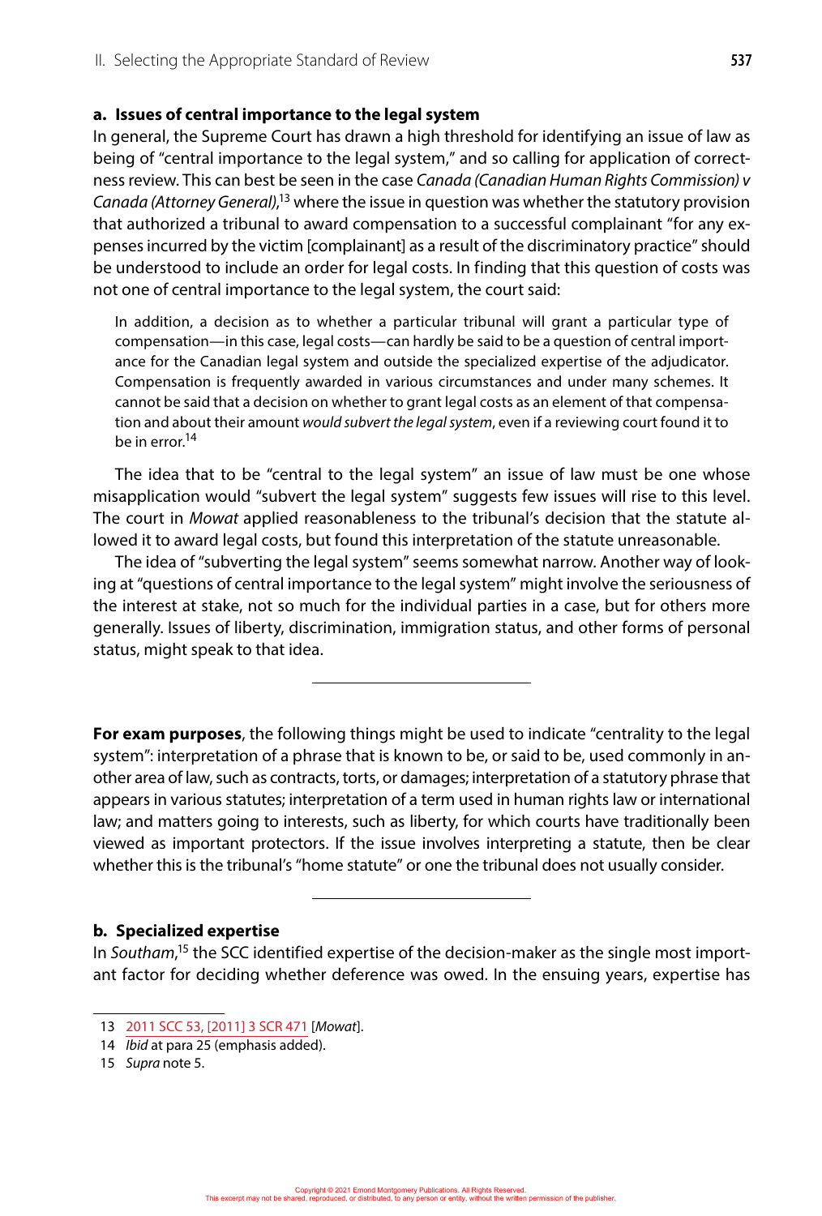#### a. Issues of central importance to the legal system

In general, the Supreme Court has drawn a high threshold for identifying an issue of law as being of "central importance to the legal system," and so calling for application of correctness review. This can best be seen in the case *Canada (Canadian Human Rights Commission) v Canada (Attorney General)*,[13] where the issue in question was whether the statutory provision that authorized a tribunal to award compensation to a successful complainant "for any expenses incurred by the victim [complainant] as a result of the discriminatory practice" should be understood to include an order for legal costs. In finding that this question of costs was not one of central importance to the legal system, the court said:

> In addition, a decision as to whether a particular tribunal will grant a particular type of compensation—in this case, legal costs—can hardly be said to be a question of central importance for the Canadian legal system and outside the specialized expertise of the adjudicator. Compensation is frequently awarded in various circumstances and under many schemes. It cannot be said that a decision on whether to grant legal costs as an element of that compensation and about their amount *would subvert the legal system*, even if a reviewing court found it to be in error.[14]

The idea that to be "central to the legal system" an issue of law must be one whose misapplication would "subvert the legal system" suggests few issues will rise to this level. The court in *Mowat* applied reasonableness to the tribunal's decision that the statute allowed it to award legal costs, but found this interpretation of the statute unreasonable.

The idea of "subverting the legal system" seems somewhat narrow. Another way of looking at "questions of central importance to the legal system" might involve the seriousness of the interest at stake, not so much for the individual parties in a case, but for others more generally. Issues of liberty, discrimination, immigration status, and other forms of personal status, might speak to that idea.

---

**For exam purposes**, the following things might be used to indicate "centrality to the legal system": interpretation of a phrase that is known to be, or said to be, used commonly in another area of law, such as contracts, torts, or damages; interpretation of a statutory phrase that appears in various statutes; interpretation of a term used in human rights law or international law; and matters going to interests, such as liberty, for which courts have traditionally been viewed as important protectors. If the issue involves interpreting a statute, then be clear whether this is the tribunal's "home statute" or one the tribunal does not usually consider.

---

#### b. Specialized expertise

In *Southam*,[15] the SCC identified expertise of the decision-maker as the single most important factor for deciding whether deference was owed. In the ensuing years, expertise has

---

13 2011 SCC 53, [2011] 3 SCR 471 [*Mowat*].

14 *Ibid* at para 25 (emphasis added).

15 *Supra* note 5.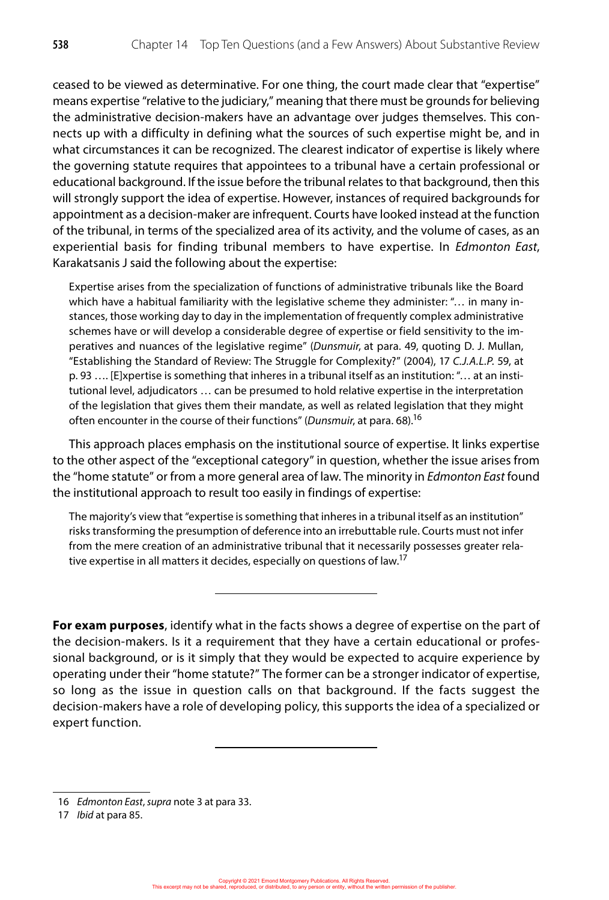ceased to be viewed as determinative. For one thing, the court made clear that "expertise" means expertise "relative to the judiciary," meaning that there must be grounds for believing the administrative decision-makers have an advantage over judges themselves. This connects up with a difficulty in defining what the sources of such expertise might be, and in what circumstances it can be recognized. The clearest indicator of expertise is likely where the governing statute requires that appointees to a tribunal have a certain professional or educational background. If the issue before the tribunal relates to that background, then this will strongly support the idea of expertise. However, instances of required backgrounds for appointment as a decision-maker are infrequent. Courts have looked instead at the function of the tribunal, in terms of the specialized area of its activity, and the volume of cases, as an experiential basis for finding tribunal members to have expertise. In *Edmonton East*, Karakatsanis J said the following about the expertise:

> Expertise arises from the specialization of functions of administrative tribunals like the Board which have a habitual familiarity with the legislative scheme they administer: "… in many instances, those working day to day in the implementation of frequently complex administrative schemes have or will develop a considerable degree of expertise or field sensitivity to the imperatives and nuances of the legislative regime" (*Dunsmuir*, at para. 49, quoting D. J. Mullan, "Establishing the Standard of Review: The Struggle for Complexity?" (2004), 17 *C.J.A.L.P.* 59, at p. 93 …. [E]xpertise is something that inheres in a tribunal itself as an institution: "… at an institutional level, adjudicators … can be presumed to hold relative expertise in the interpretation of the legislation that gives them their mandate, as well as related legislation that they might often encounter in the course of their functions" (*Dunsmuir*, at para. 68).[16]

This approach places emphasis on the institutional source of expertise. It links expertise to the other aspect of the "exceptional category" in question, whether the issue arises from the "home statute" or from a more general area of law. The minority in *Edmonton East* found the institutional approach to result too easily in findings of expertise:

> The majority's view that "expertise is something that inheres in a tribunal itself as an institution" risks transforming the presumption of deference into an irrebuttable rule. Courts must not infer from the mere creation of an administrative tribunal that it necessarily possesses greater relative expertise in all matters it decides, especially on questions of law.[17]

---

**For exam purposes**, identify what in the facts shows a degree of expertise on the part of the decision-makers. Is it a requirement that they have a certain educational or professional background, or is it simply that they would be expected to acquire experience by operating under their "home statute?" The former can be a stronger indicator of expertise, so long as the issue in question calls on that background. If the facts suggest the decision-makers have a role of developing policy, this supports the idea of a specialized or expert function.

---

16 *Edmonton East*, *supra* note 3 at para 33.

17 *Ibid* at para 85.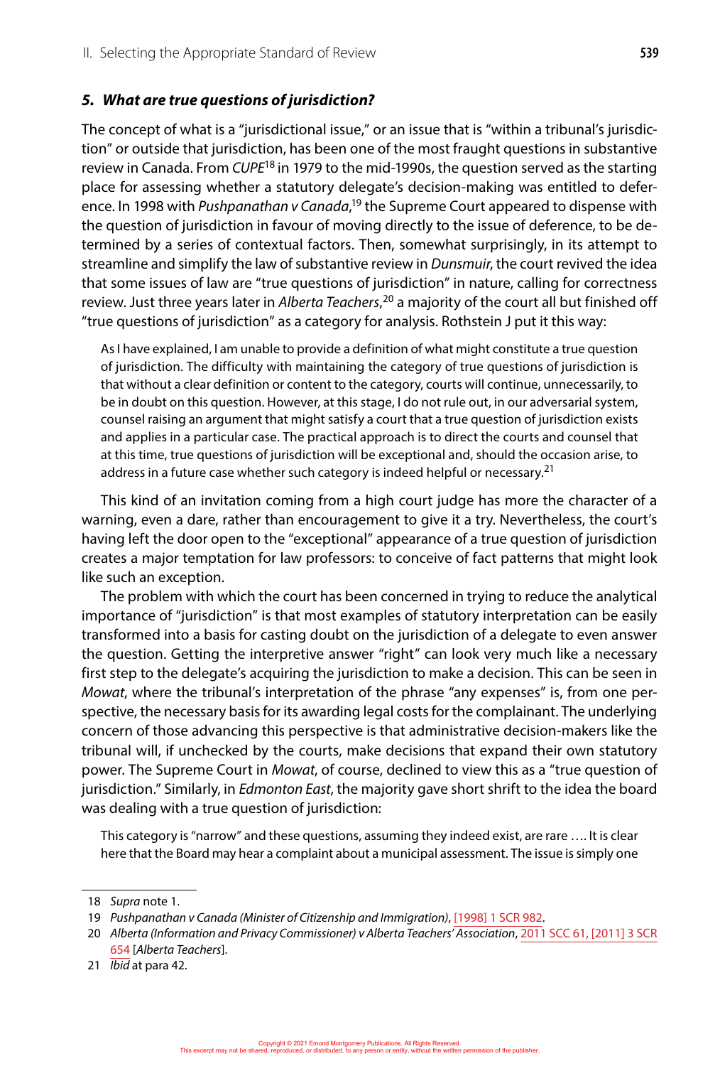### *5. What are true questions of jurisdiction?*

The concept of what is a "jurisdictional issue," or an issue that is "within a tribunal's jurisdiction" or outside that jurisdiction, has been one of the most fraught questions in substantive review in Canada. From *CUPE*[18] in 1979 to the mid-1990s, the question served as the starting place for assessing whether a statutory delegate's decision-making was entitled to deference. In 1998 with *Pushpanathan v Canada*,[19] the Supreme Court appeared to dispense with the question of jurisdiction in favour of moving directly to the issue of deference, to be determined by a series of contextual factors. Then, somewhat surprisingly, in its attempt to streamline and simplify the law of substantive review in *Dunsmuir*, the court revived the idea that some issues of law are "true questions of jurisdiction" in nature, calling for correctness review. Just three years later in *Alberta Teachers*,[20] a majority of the court all but finished off "true questions of jurisdiction" as a category for analysis. Rothstein J put it this way:

> As I have explained, I am unable to provide a definition of what might constitute a true question of jurisdiction. The difficulty with maintaining the category of true questions of jurisdiction is that without a clear definition or content to the category, courts will continue, unnecessarily, to be in doubt on this question. However, at this stage, I do not rule out, in our adversarial system, counsel raising an argument that might satisfy a court that a true question of jurisdiction exists and applies in a particular case. The practical approach is to direct the courts and counsel that at this time, true questions of jurisdiction will be exceptional and, should the occasion arise, to address in a future case whether such category is indeed helpful or necessary.[21]

This kind of an invitation coming from a high court judge has more the character of a warning, even a dare, rather than encouragement to give it a try. Nevertheless, the court's having left the door open to the "exceptional" appearance of a true question of jurisdiction creates a major temptation for law professors: to conceive of fact patterns that might look like such an exception.

The problem with which the court has been concerned in trying to reduce the analytical importance of "jurisdiction" is that most examples of statutory interpretation can be easily transformed into a basis for casting doubt on the jurisdiction of a delegate to even answer the question. Getting the interpretive answer "right" can look very much like a necessary first step to the delegate's acquiring the jurisdiction to make a decision. This can be seen in *Mowat*, where the tribunal's interpretation of the phrase "any expenses" is, from one perspective, the necessary basis for its awarding legal costs for the complainant. The underlying concern of those advancing this perspective is that administrative decision-makers like the tribunal will, if unchecked by the courts, make decisions that expand their own statutory power. The Supreme Court in *Mowat*, of course, declined to view this as a "true question of jurisdiction." Similarly, in *Edmonton East*, the majority gave short shrift to the idea the board was dealing with a true question of jurisdiction:

> This category is "narrow" and these questions, assuming they indeed exist, are rare …. It is clear here that the Board may hear a complaint about a municipal assessment. The issue is simply one

---

18 *Supra* note 1.

19 *Pushpanathan v Canada (Minister of Citizenship and Immigration)*, [1998] 1 SCR 982.

20 *Alberta (Information and Privacy Commissioner) v Alberta Teachers' Association*, 2011 SCC 61, [2011] 3 SCR 654 [*Alberta Teachers*].

21 *Ibid* at para 42.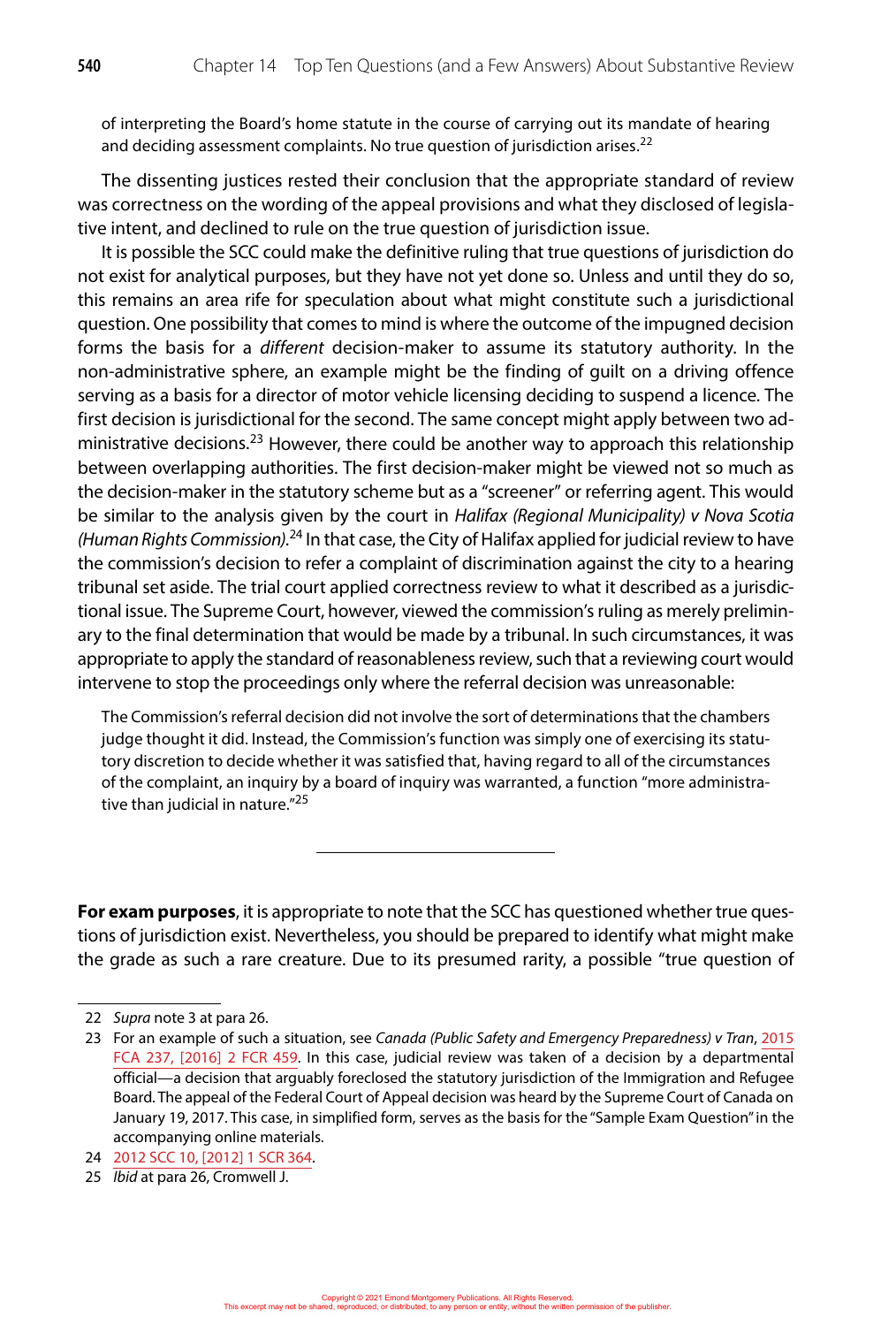of interpreting the Board's home statute in the course of carrying out its mandate of hearing and deciding assessment complaints. No true question of jurisdiction arises.[22]

The dissenting justices rested their conclusion that the appropriate standard of review was correctness on the wording of the appeal provisions and what they disclosed of legislative intent, and declined to rule on the true question of jurisdiction issue.

It is possible the SCC could make the definitive ruling that true questions of jurisdiction do not exist for analytical purposes, but they have not yet done so. Unless and until they do so, this remains an area rife for speculation about what might constitute such a jurisdictional question. One possibility that comes to mind is where the outcome of the impugned decision forms the basis for a *different* decision-maker to assume its statutory authority. In the non-administrative sphere, an example might be the finding of guilt on a driving offence serving as a basis for a director of motor vehicle licensing deciding to suspend a licence. The first decision is jurisdictional for the second. The same concept might apply between two administrative decisions.[23] However, there could be another way to approach this relationship between overlapping authorities. The first decision-maker might be viewed not so much as the decision-maker in the statutory scheme but as a "screener" or referring agent. This would be similar to the analysis given by the court in *Halifax (Regional Municipality) v Nova Scotia (Human Rights Commission)*.[24] In that case, the City of Halifax applied for judicial review to have the commission's decision to refer a complaint of discrimination against the city to a hearing tribunal set aside. The trial court applied correctness review to what it described as a jurisdictional issue. The Supreme Court, however, viewed the commission's ruling as merely preliminary to the final determination that would be made by a tribunal. In such circumstances, it was appropriate to apply the standard of reasonableness review, such that a reviewing court would intervene to stop the proceedings only where the referral decision was unreasonable:

> The Commission's referral decision did not involve the sort of determinations that the chambers judge thought it did. Instead, the Commission's function was simply one of exercising its statutory discretion to decide whether it was satisfied that, having regard to all of the circumstances of the complaint, an inquiry by a board of inquiry was warranted, a function "more administrative than judicial in nature."[25]

---

**For exam purposes**, it is appropriate to note that the SCC has questioned whether true questions of jurisdiction exist. Nevertheless, you should be prepared to identify what might make the grade as such a rare creature. Due to its presumed rarity, a possible "true question of

---

22 *Supra* note 3 at para 26.

23 For an example of such a situation, see *Canada (Public Safety and Emergency Preparedness) v Tran*, 2015 FCA 237, [2016] 2 FCR 459. In this case, judicial review was taken of a decision by a departmental official—a decision that arguably foreclosed the statutory jurisdiction of the Immigration and Refugee Board. The appeal of the Federal Court of Appeal decision was heard by the Supreme Court of Canada on January 19, 2017. This case, in simplified form, serves as the basis for the "Sample Exam Question" in the accompanying online materials.

24 2012 SCC 10, [2012] 1 SCR 364.

25 *Ibid* at para 26, Cromwell J.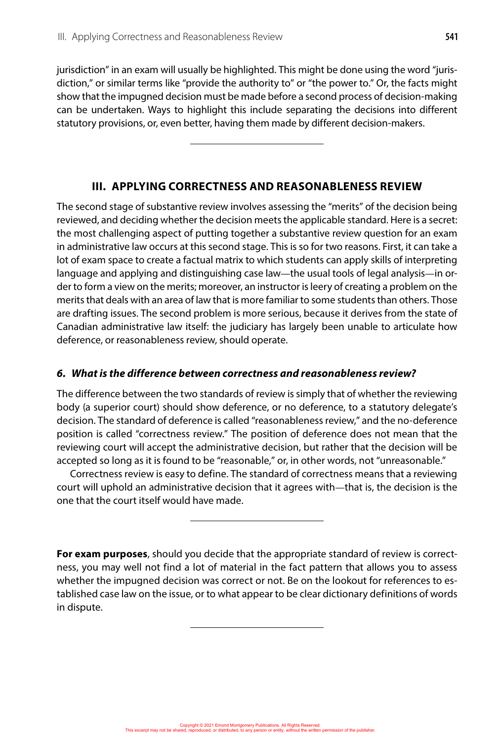jurisdiction" in an exam will usually be highlighted. This might be done using the word "jurisdiction," or similar terms like "provide the authority to" or "the power to." Or, the facts might show that the impugned decision must be made before a second process of decision-making can be undertaken. Ways to highlight this include separating the decisions into different statutory provisions, or, even better, having them made by different decision-makers.

---

## III. APPLYING CORRECTNESS AND REASONABLENESS REVIEW

The second stage of substantive review involves assessing the "merits" of the decision being reviewed, and deciding whether the decision meets the applicable standard. Here is a secret: the most challenging aspect of putting together a substantive review question for an exam in administrative law occurs at this second stage. This is so for two reasons. First, it can take a lot of exam space to create a factual matrix to which students can apply skills of interpreting language and applying and distinguishing case law—the usual tools of legal analysis—in order to form a view on the merits; moreover, an instructor is leery of creating a problem on the merits that deals with an area of law that is more familiar to some students than others. Those are drafting issues. The second problem is more serious, because it derives from the state of Canadian administrative law itself: the judiciary has largely been unable to articulate how deference, or reasonableness review, should operate.

### *6. What is the difference between correctness and reasonableness review?*

The difference between the two standards of review is simply that of whether the reviewing body (a superior court) should show deference, or no deference, to a statutory delegate's decision. The standard of deference is called "reasonableness review," and the no-deference position is called "correctness review." The position of deference does not mean that the reviewing court will accept the administrative decision, but rather that the decision will be accepted so long as it is found to be "reasonable," or, in other words, not "unreasonable."

Correctness review is easy to define. The standard of correctness means that a reviewing court will uphold an administrative decision that it agrees with—that is, the decision is the one that the court itself would have made.

---

**For exam purposes**, should you decide that the appropriate standard of review is correctness, you may well not find a lot of material in the fact pattern that allows you to assess whether the impugned decision was correct or not. Be on the lookout for references to established case law on the issue, or to what appear to be clear dictionary definitions of words in dispute.

---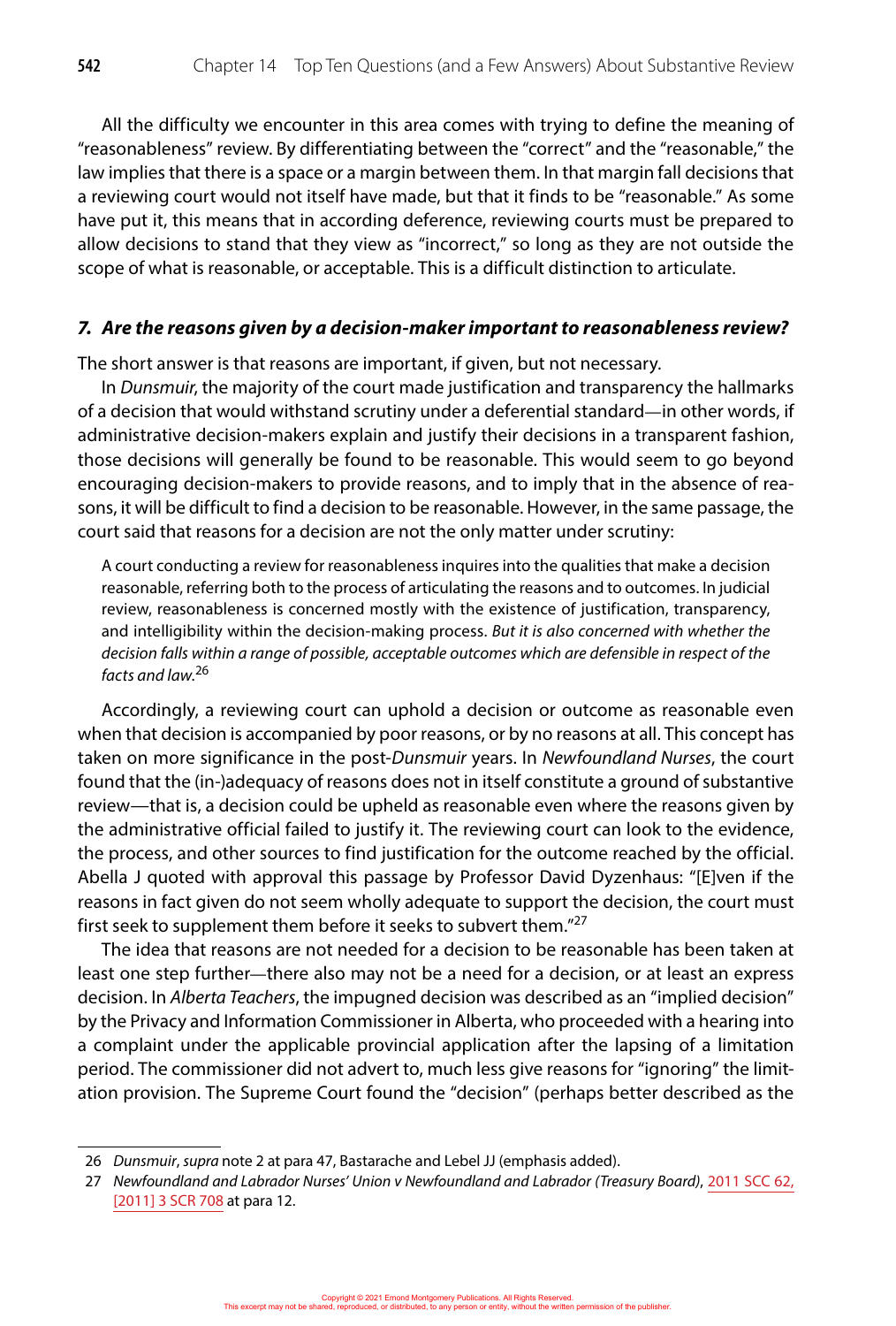All the difficulty we encounter in this area comes with trying to define the meaning of "reasonableness" review. By differentiating between the "correct" and the "reasonable," the law implies that there is a space or a margin between them. In that margin fall decisions that a reviewing court would not itself have made, but that it finds to be "reasonable." As some have put it, this means that in according deference, reviewing courts must be prepared to allow decisions to stand that they view as "incorrect," so long as they are not outside the scope of what is reasonable, or acceptable. This is a difficult distinction to articulate.

### *7. Are the reasons given by a decision-maker important to reasonableness review?*

The short answer is that reasons are important, if given, but not necessary.

In *Dunsmuir*, the majority of the court made justification and transparency the hallmarks of a decision that would withstand scrutiny under a deferential standard—in other words, if administrative decision-makers explain and justify their decisions in a transparent fashion, those decisions will generally be found to be reasonable. This would seem to go beyond encouraging decision-makers to provide reasons, and to imply that in the absence of reasons, it will be difficult to find a decision to be reasonable. However, in the same passage, the court said that reasons for a decision are not the only matter under scrutiny:

> A court conducting a review for reasonableness inquires into the qualities that make a decision reasonable, referring both to the process of articulating the reasons and to outcomes. In judicial review, reasonableness is concerned mostly with the existence of justification, transparency, and intelligibility within the decision-making process. *But it is also concerned with whether the decision falls within a range of possible, acceptable outcomes which are defensible in respect of the facts and law.*[26]

Accordingly, a reviewing court can uphold a decision or outcome as reasonable even when that decision is accompanied by poor reasons, or by no reasons at all. This concept has taken on more significance in the post-*Dunsmuir* years. In *Newfoundland Nurses*, the court found that the (in-)adequacy of reasons does not in itself constitute a ground of substantive review—that is, a decision could be upheld as reasonable even where the reasons given by the administrative official failed to justify it. The reviewing court can look to the evidence, the process, and other sources to find justification for the outcome reached by the official. Abella J quoted with approval this passage by Professor David Dyzenhaus: "[E]ven if the reasons in fact given do not seem wholly adequate to support the decision, the court must first seek to supplement them before it seeks to subvert them."[27]

The idea that reasons are not needed for a decision to be reasonable has been taken at least one step further—there also may not be a need for a decision, or at least an express decision. In *Alberta Teachers*, the impugned decision was described as an "implied decision" by the Privacy and Information Commissioner in Alberta, who proceeded with a hearing into a complaint under the applicable provincial application after the lapsing of a limitation period. The commissioner did not advert to, much less give reasons for "ignoring" the limitation provision. The Supreme Court found the "decision" (perhaps better described as the

---

26 *Dunsmuir*, *supra* note 2 at para 47, Bastarache and Lebel JJ (emphasis added).

27 *Newfoundland and Labrador Nurses' Union v Newfoundland and Labrador (Treasury Board)*, 2011 SCC 62, [2011] 3 SCR 708 at para 12.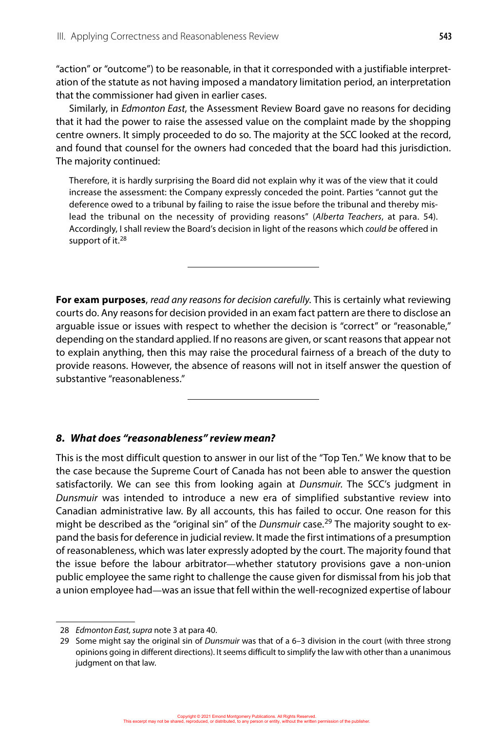"action" or "outcome") to be reasonable, in that it corresponded with a justifiable interpretation of the statute as not having imposed a mandatory limitation period, an interpretation that the commissioner had given in earlier cases.

Similarly, in *Edmonton East*, the Assessment Review Board gave no reasons for deciding that it had the power to raise the assessed value on the complaint made by the shopping centre owners. It simply proceeded to do so. The majority at the SCC looked at the record, and found that counsel for the owners had conceded that the board had this jurisdiction. The majority continued:

> Therefore, it is hardly surprising the Board did not explain why it was of the view that it could increase the assessment: the Company expressly conceded the point. Parties "cannot gut the deference owed to a tribunal by failing to raise the issue before the tribunal and thereby mislead the tribunal on the necessity of providing reasons" (*Alberta Teachers*, at para. 54). Accordingly, I shall review the Board's decision in light of the reasons which *could be* offered in support of it.[28]

---

**For exam purposes**, *read any reasons for decision carefully.* This is certainly what reviewing courts do. Any reasons for decision provided in an exam fact pattern are there to disclose an arguable issue or issues with respect to whether the decision is "correct" or "reasonable," depending on the standard applied. If no reasons are given, or scant reasons that appear not to explain anything, then this may raise the procedural fairness of a breach of the duty to provide reasons. However, the absence of reasons will not in itself answer the question of substantive "reasonableness."

---

### *8. What does "reasonableness" review mean?*

This is the most difficult question to answer in our list of the "Top Ten." We know that to be the case because the Supreme Court of Canada has not been able to answer the question satisfactorily. We can see this from looking again at *Dunsmuir*. The SCC's judgment in *Dunsmuir* was intended to introduce a new era of simplified substantive review into Canadian administrative law. By all accounts, this has failed to occur. One reason for this might be described as the "original sin" of the *Dunsmuir* case.[29] The majority sought to expand the basis for deference in judicial review. It made the first intimations of a presumption of reasonableness, which was later expressly adopted by the court. The majority found that the issue before the labour arbitrator—whether statutory provisions gave a non-union public employee the same right to challenge the cause given for dismissal from his job that a union employee had—was an issue that fell within the well-recognized expertise of labour

---

28 *Edmonton East*, *supra* note 3 at para 40.

29 Some might say the original sin of *Dunsmuir* was that of a 6–3 division in the court (with three strong opinions going in different directions). It seems difficult to simplify the law with other than a unanimous judgment on that law.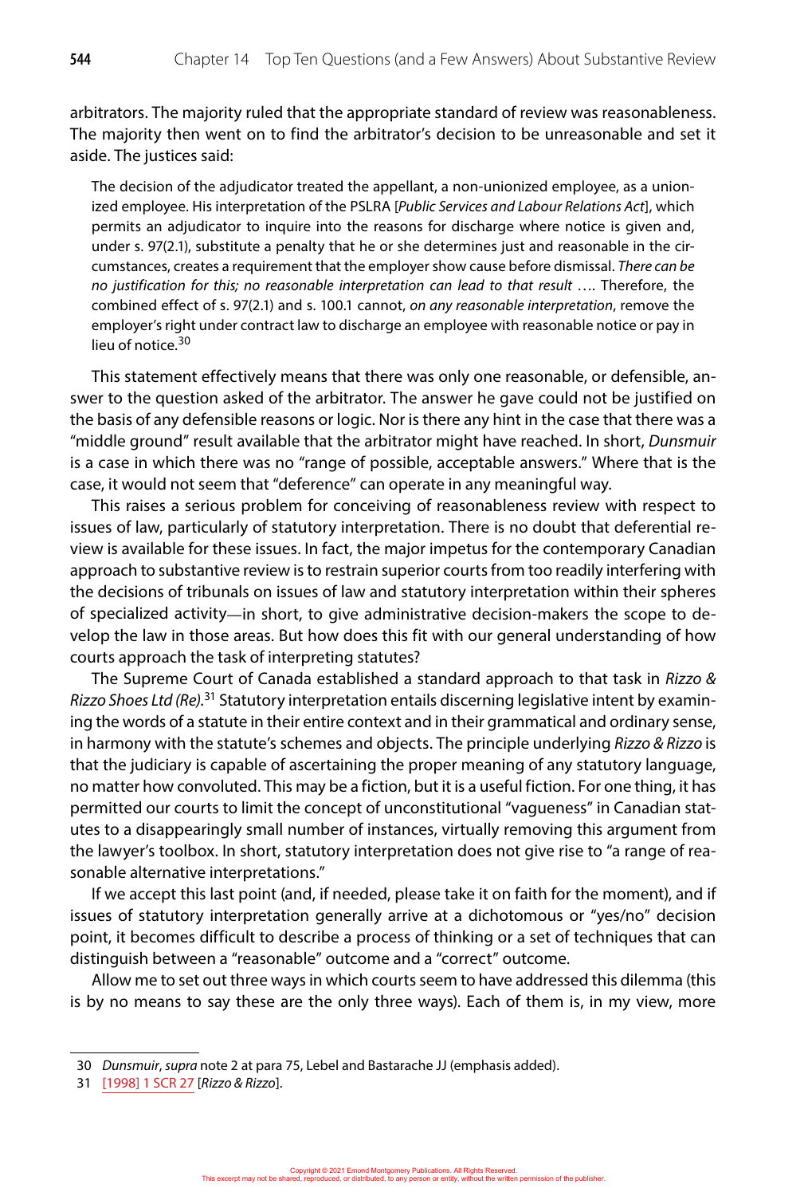arbitrators. The majority ruled that the appropriate standard of review was reasonableness. The majority then went on to find the arbitrator's decision to be unreasonable and set it aside. The justices said:

> The decision of the adjudicator treated the appellant, a non-unionized employee, as a unionized employee. His interpretation of the PSLRA [*Public Services and Labour Relations Act*], which permits an adjudicator to inquire into the reasons for discharge where notice is given and, under s. 97(2.1), substitute a penalty that he or she determines just and reasonable in the circumstances, creates a requirement that the employer show cause before dismissal. *There can be no justification for this; no reasonable interpretation can lead to that result* …. Therefore, the combined effect of s. 97(2.1) and s. 100.1 cannot, *on any reasonable interpretation*, remove the employer's right under contract law to discharge an employee with reasonable notice or pay in lieu of notice.[30]

This statement effectively means that there was only one reasonable, or defensible, answer to the question asked of the arbitrator. The answer he gave could not be justified on the basis of any defensible reasons or logic. Nor is there any hint in the case that there was a "middle ground" result available that the arbitrator might have reached. In short, *Dunsmuir* is a case in which there was no "range of possible, acceptable answers." Where that is the case, it would not seem that "deference" can operate in any meaningful way.

This raises a serious problem for conceiving of reasonableness review with respect to issues of law, particularly of statutory interpretation. There is no doubt that deferential review is available for these issues. In fact, the major impetus for the contemporary Canadian approach to substantive review is to restrain superior courts from too readily interfering with the decisions of tribunals on issues of law and statutory interpretation within their spheres of specialized activity—in short, to give administrative decision-makers the scope to develop the law in those areas. But how does this fit with our general understanding of how courts approach the task of interpreting statutes?

The Supreme Court of Canada established a standard approach to that task in *Rizzo & Rizzo Shoes Ltd (Re)*.[31] Statutory interpretation entails discerning legislative intent by examining the words of a statute in their entire context and in their grammatical and ordinary sense, in harmony with the statute's schemes and objects. The principle underlying *Rizzo & Rizzo* is that the judiciary is capable of ascertaining the proper meaning of any statutory language, no matter how convoluted. This may be a fiction, but it is a useful fiction. For one thing, it has permitted our courts to limit the concept of unconstitutional "vagueness" in Canadian statutes to a disappearingly small number of instances, virtually removing this argument from the lawyer's toolbox. In short, statutory interpretation does not give rise to "a range of reasonable alternative interpretations."

If we accept this last point (and, if needed, please take it on faith for the moment), and if issues of statutory interpretation generally arrive at a dichotomous or "yes/no" decision point, it becomes difficult to describe a process of thinking or a set of techniques that can distinguish between a "reasonable" outcome and a "correct" outcome.

Allow me to set out three ways in which courts seem to have addressed this dilemma (this is by no means to say these are the only three ways). Each of them is, in my view, more

---

30 *Dunsmuir*, *supra* note 2 at para 75, Lebel and Bastarache JJ (emphasis added).

31 [1998] 1 SCR 27 [*Rizzo & Rizzo*].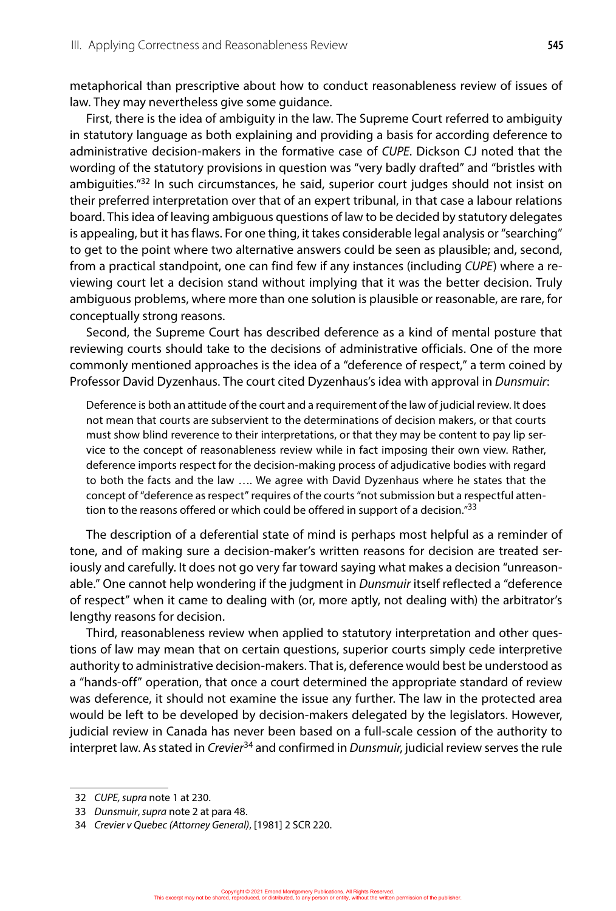metaphorical than prescriptive about how to conduct reasonableness review of issues of law. They may nevertheless give some guidance.

First, there is the idea of ambiguity in the law. The Supreme Court referred to ambiguity in statutory language as both explaining and providing a basis for according deference to administrative decision-makers in the formative case of *CUPE*. Dickson CJ noted that the wording of the statutory provisions in question was "very badly drafted" and "bristles with ambiguities."[32] In such circumstances, he said, superior court judges should not insist on their preferred interpretation over that of an expert tribunal, in that case a labour relations board. This idea of leaving ambiguous questions of law to be decided by statutory delegates is appealing, but it has flaws. For one thing, it takes considerable legal analysis or "searching" to get to the point where two alternative answers could be seen as plausible; and, second, from a practical standpoint, one can find few if any instances (including *CUPE*) where a reviewing court let a decision stand without implying that it was the better decision. Truly ambiguous problems, where more than one solution is plausible or reasonable, are rare, for conceptually strong reasons.

Second, the Supreme Court has described deference as a kind of mental posture that reviewing courts should take to the decisions of administrative officials. One of the more commonly mentioned approaches is the idea of a "deference of respect," a term coined by Professor David Dyzenhaus. The court cited Dyzenhaus's idea with approval in *Dunsmuir*:

> Deference is both an attitude of the court and a requirement of the law of judicial review. It does not mean that courts are subservient to the determinations of decision makers, or that courts must show blind reverence to their interpretations, or that they may be content to pay lip service to the concept of reasonableness review while in fact imposing their own view. Rather, deference imports respect for the decision-making process of adjudicative bodies with regard to both the facts and the law …. We agree with David Dyzenhaus where he states that the concept of "deference as respect" requires of the courts "not submission but a respectful attention to the reasons offered or which could be offered in support of a decision."[33]

The description of a deferential state of mind is perhaps most helpful as a reminder of tone, and of making sure a decision-maker's written reasons for decision are treated seriously and carefully. It does not go very far toward saying what makes a decision "unreasonable." One cannot help wondering if the judgment in *Dunsmuir* itself reflected a "deference of respect" when it came to dealing with (or, more aptly, not dealing with) the arbitrator's lengthy reasons for decision.

Third, reasonableness review when applied to statutory interpretation and other questions of law may mean that on certain questions, superior courts simply cede interpretive authority to administrative decision-makers. That is, deference would best be understood as a "hands-off" operation, that once a court determined the appropriate standard of review was deference, it should not examine the issue any further. The law in the protected area would be left to be developed by decision-makers delegated by the legislators. However, judicial review in Canada has never been based on a full-scale cession of the authority to interpret law. As stated in *Crevier*[34] and confirmed in *Dunsmuir*, judicial review serves the rule

---

32 *CUPE*, *supra* note 1 at 230.

33 *Dunsmuir*, *supra* note 2 at para 48.

34 *Crevier v Quebec (Attorney General)*, [1981] 2 SCR 220.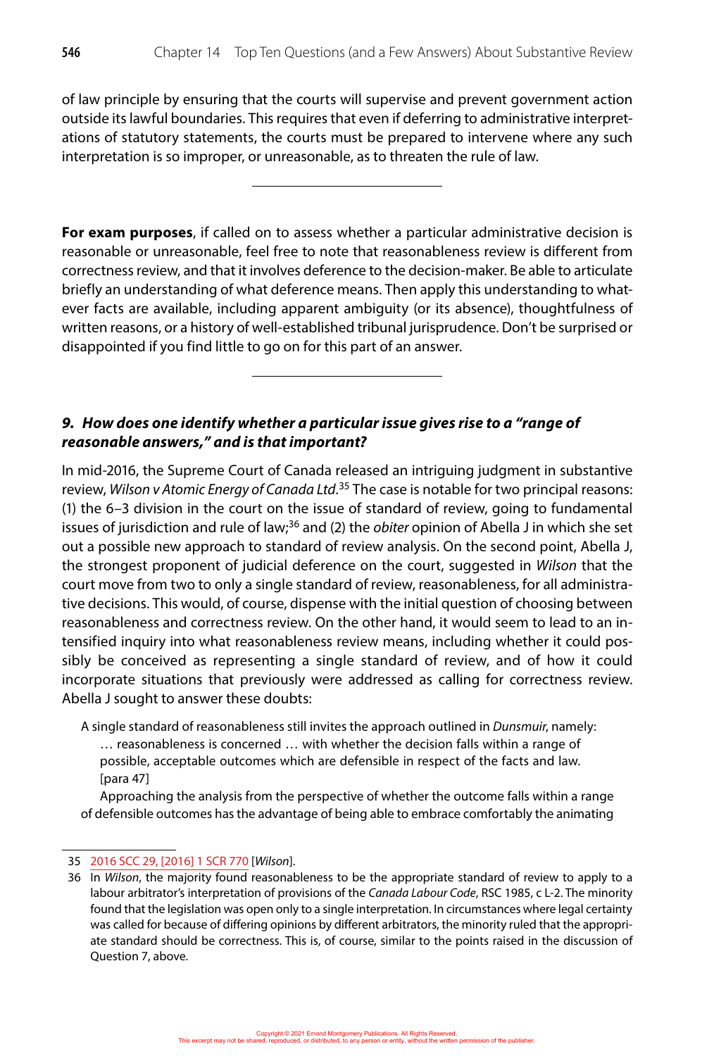of law principle by ensuring that the courts will supervise and prevent government action outside its lawful boundaries. This requires that even if deferring to administrative interpretations of statutory statements, the courts must be prepared to intervene where any such interpretation is so improper, or unreasonable, as to threaten the rule of law.

---

**For exam purposes**, if called on to assess whether a particular administrative decision is reasonable or unreasonable, feel free to note that reasonableness review is different from correctness review, and that it involves deference to the decision-maker. Be able to articulate briefly an understanding of what deference means. Then apply this understanding to whatever facts are available, including apparent ambiguity (or its absence), thoughtfulness of written reasons, or a history of well-established tribunal jurisprudence. Don't be surprised or disappointed if you find little to go on for this part of an answer.

---

### *9. How does one identify whether a particular issue gives rise to a "range of reasonable answers," and is that important?*

In mid-2016, the Supreme Court of Canada released an intriguing judgment in substantive review, *Wilson v Atomic Energy of Canada Ltd*.[35] The case is notable for two principal reasons: (1) the 6–3 division in the court on the issue of standard of review, going to fundamental issues of jurisdiction and rule of law;[36] and (2) the *obiter* opinion of Abella J in which she set out a possible new approach to standard of review analysis. On the second point, Abella J, the strongest proponent of judicial deference on the court, suggested in *Wilson* that the court move from two to only a single standard of review, reasonableness, for all administrative decisions. This would, of course, dispense with the initial question of choosing between reasonableness and correctness review. On the other hand, it would seem to lead to an intensified inquiry into what reasonableness review means, including whether it could possibly be conceived as representing a single standard of review, and of how it could incorporate situations that previously were addressed as calling for correctness review. Abella J sought to answer these doubts:

> A single standard of reasonableness still invites the approach outlined in *Dunsmuir*, namely:
>
> > … reasonableness is concerned … with whether the decision falls within a range of possible, acceptable outcomes which are defensible in respect of the facts and law. [para 47]
>
> Approaching the analysis from the perspective of whether the outcome falls within a range of defensible outcomes has the advantage of being able to embrace comfortably the animating

---

35 2016 SCC 29, [2016] 1 SCR 770 [*Wilson*].

36 In *Wilson*, the majority found reasonableness to be the appropriate standard of review to apply to a labour arbitrator's interpretation of provisions of the *Canada Labour Code*, RSC 1985, c L-2. The minority found that the legislation was open only to a single interpretation. In circumstances where legal certainty was called for because of differing opinions by different arbitrators, the minority ruled that the appropriate standard should be correctness. This is, of course, similar to the points raised in the discussion of Question 7, above.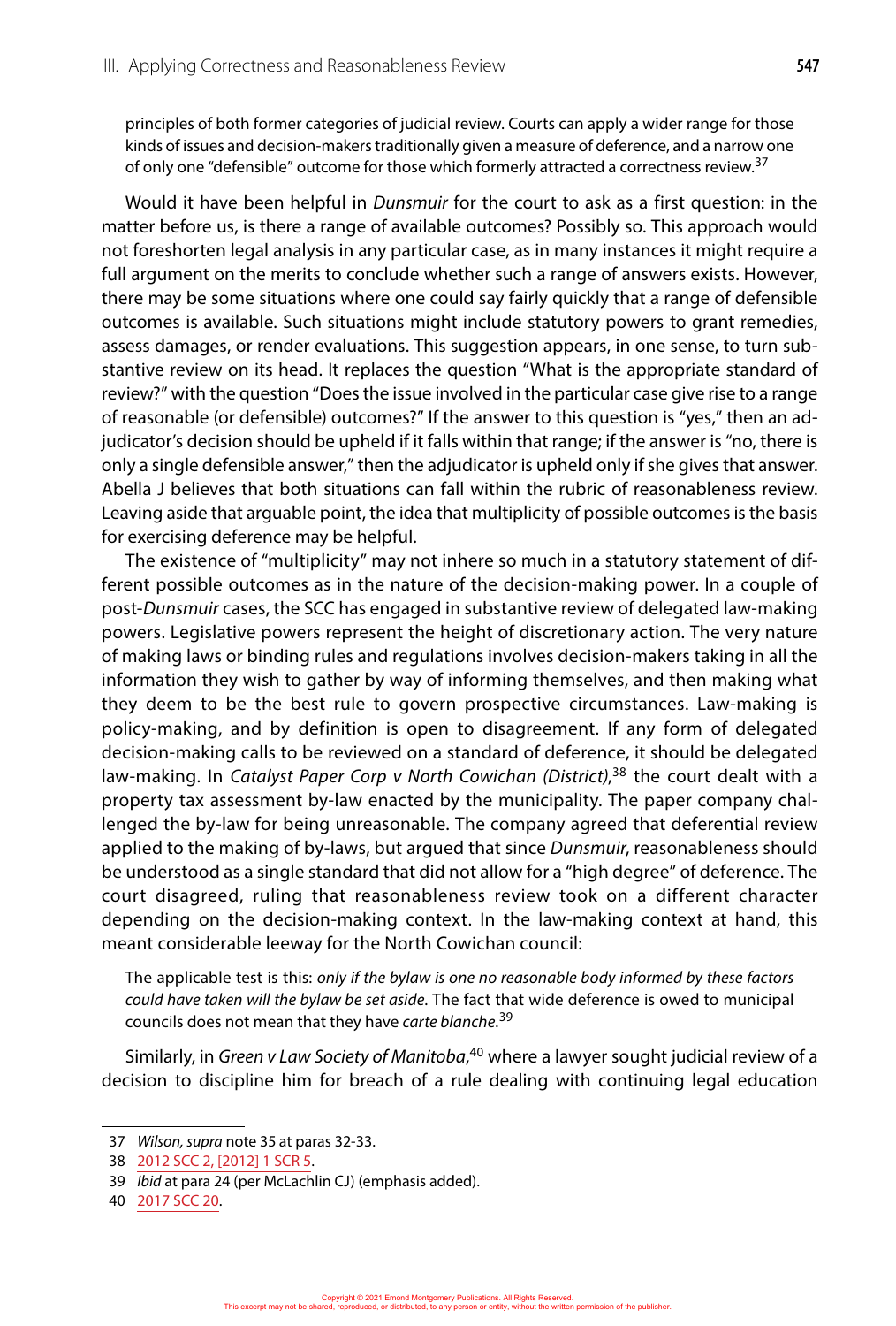principles of both former categories of judicial review. Courts can apply a wider range for those kinds of issues and decision-makers traditionally given a measure of deference, and a narrow one of only one "defensible" outcome for those which formerly attracted a correctness review.[37]

Would it have been helpful in *Dunsmuir* for the court to ask as a first question: in the matter before us, is there a range of available outcomes? Possibly so. This approach would not foreshorten legal analysis in any particular case, as in many instances it might require a full argument on the merits to conclude whether such a range of answers exists. However, there may be some situations where one could say fairly quickly that a range of defensible outcomes is available. Such situations might include statutory powers to grant remedies, assess damages, or render evaluations. This suggestion appears, in one sense, to turn substantive review on its head. It replaces the question "What is the appropriate standard of review?" with the question "Does the issue involved in the particular case give rise to a range of reasonable (or defensible) outcomes?" If the answer to this question is "yes," then an adjudicator's decision should be upheld if it falls within that range; if the answer is "no, there is only a single defensible answer," then the adjudicator is upheld only if she gives that answer. Abella J believes that both situations can fall within the rubric of reasonableness review. Leaving aside that arguable point, the idea that multiplicity of possible outcomes is the basis for exercising deference may be helpful.

The existence of "multiplicity" may not inhere so much in a statutory statement of different possible outcomes as in the nature of the decision-making power. In a couple of post-*Dunsmuir* cases, the SCC has engaged in substantive review of delegated law-making powers. Legislative powers represent the height of discretionary action. The very nature of making laws or binding rules and regulations involves decision-makers taking in all the information they wish to gather by way of informing themselves, and then making what they deem to be the best rule to govern prospective circumstances. Law-making is policy-making, and by definition is open to disagreement. If any form of delegated decision-making calls to be reviewed on a standard of deference, it should be delegated law-making. In *Catalyst Paper Corp v North Cowichan (District)*,[38] the court dealt with a property tax assessment by-law enacted by the municipality. The paper company challenged the by-law for being unreasonable. The company agreed that deferential review applied to the making of by-laws, but argued that since *Dunsmuir*, reasonableness should be understood as a single standard that did not allow for a "high degree" of deference. The court disagreed, ruling that reasonableness review took on a different character depending on the decision-making context. In the law-making context at hand, this meant considerable leeway for the North Cowichan council:

> The applicable test is this: *only if the bylaw is one no reasonable body informed by these factors could have taken will the bylaw be set aside*. The fact that wide deference is owed to municipal councils does not mean that they have *carte blanche*.[39]

Similarly, in *Green v Law Society of Manitoba*,[40] where a lawyer sought judicial review of a decision to discipline him for breach of a rule dealing with continuing legal education

---

37 *Wilson, supra* note 35 at paras 32-33.

38 2012 SCC 2, [2012] 1 SCR 5.

39 *Ibid* at para 24 (per McLachlin CJ) (emphasis added).

40 2017 SCC 20.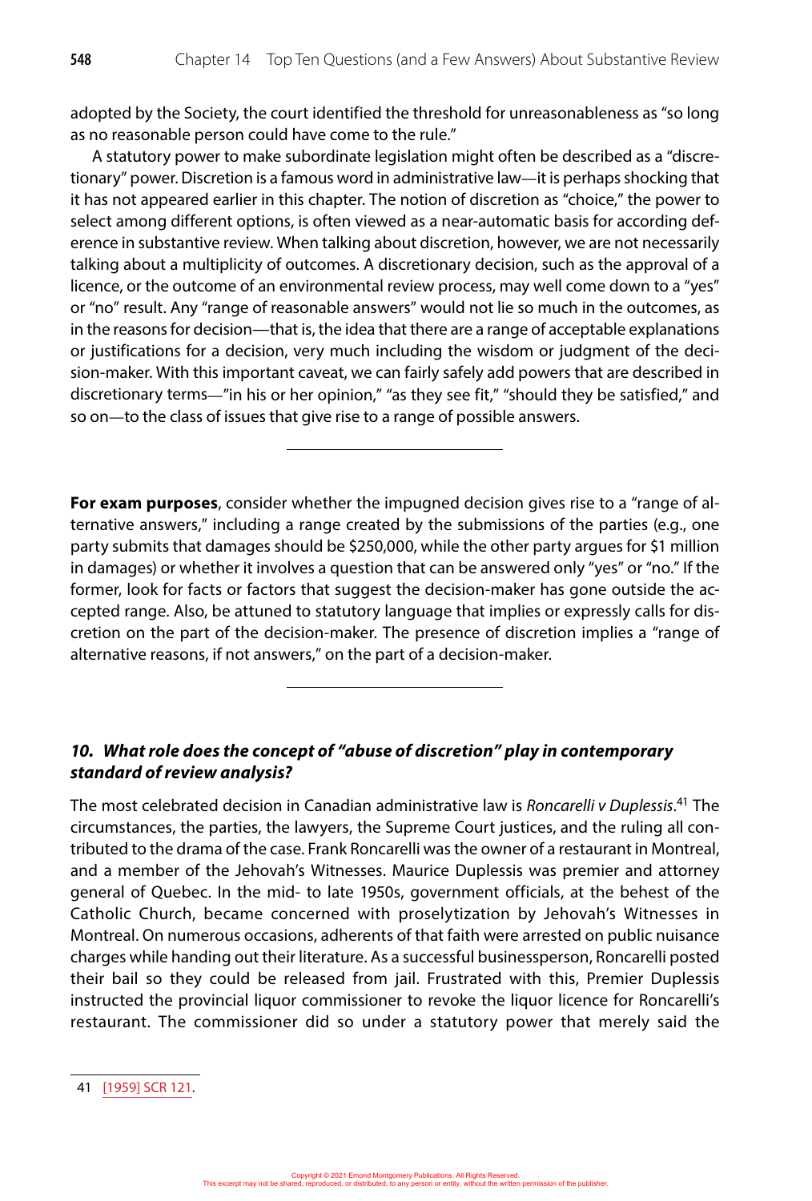adopted by the Society, the court identified the threshold for unreasonableness as "so long as no reasonable person could have come to the rule."

A statutory power to make subordinate legislation might often be described as a "discretionary" power. Discretion is a famous word in administrative law—it is perhaps shocking that it has not appeared earlier in this chapter. The notion of discretion as "choice," the power to select among different options, is often viewed as a near-automatic basis for according deference in substantive review. When talking about discretion, however, we are not necessarily talking about a multiplicity of outcomes. A discretionary decision, such as the approval of a licence, or the outcome of an environmental review process, may well come down to a "yes" or "no" result. Any "range of reasonable answers" would not lie so much in the outcomes, as in the reasons for decision—that is, the idea that there are a range of acceptable explanations or justifications for a decision, very much including the wisdom or judgment of the decision-maker. With this important caveat, we can fairly safely add powers that are described in discretionary terms—"in his or her opinion," "as they see fit," "should they be satisfied," and so on—to the class of issues that give rise to a range of possible answers.

---

**For exam purposes**, consider whether the impugned decision gives rise to a "range of alternative answers," including a range created by the submissions of the parties (e.g., one party submits that damages should be $250,000, while the other party argues for $1 million in damages) or whether it involves a question that can be answered only "yes" or "no." If the former, look for facts or factors that suggest the decision-maker has gone outside the accepted range. Also, be attuned to statutory language that implies or expressly calls for discretion on the part of the decision-maker. The presence of discretion implies a "range of alternative reasons, if not answers," on the part of a decision-maker.

---

### *10. What role does the concept of "abuse of discretion" play in contemporary standard of review analysis?*

The most celebrated decision in Canadian administrative law is *Roncarelli v Duplessis*.[41] The circumstances, the parties, the lawyers, the Supreme Court justices, and the ruling all contributed to the drama of the case. Frank Roncarelli was the owner of a restaurant in Montreal, and a member of the Jehovah's Witnesses. Maurice Duplessis was premier and attorney general of Quebec. In the mid- to late 1950s, government officials, at the behest of the Catholic Church, became concerned with proselytization by Jehovah's Witnesses in Montreal. On numerous occasions, adherents of that faith were arrested on public nuisance charges while handing out their literature. As a successful businessperson, Roncarelli posted their bail so they could be released from jail. Frustrated with this, Premier Duplessis instructed the provincial liquor commissioner to revoke the liquor licence for Roncarelli's restaurant. The commissioner did so under a statutory power that merely said the

---

41 [1959] SCR 121.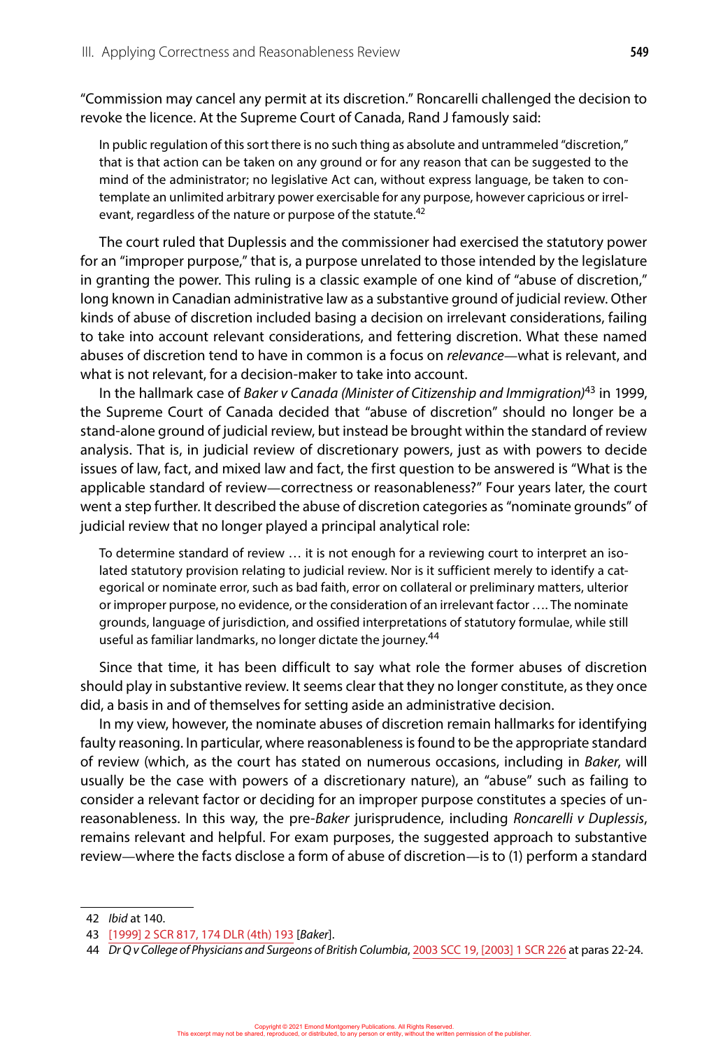"Commission may cancel any permit at its discretion." Roncarelli challenged the decision to revoke the licence. At the Supreme Court of Canada, Rand J famously said:

> In public regulation of this sort there is no such thing as absolute and untrammeled "discretion," that is that action can be taken on any ground or for any reason that can be suggested to the mind of the administrator; no legislative Act can, without express language, be taken to contemplate an unlimited arbitrary power exercisable for any purpose, however capricious or irrelevant, regardless of the nature or purpose of the statute.[42]

The court ruled that Duplessis and the commissioner had exercised the statutory power for an "improper purpose," that is, a purpose unrelated to those intended by the legislature in granting the power. This ruling is a classic example of one kind of "abuse of discretion," long known in Canadian administrative law as a substantive ground of judicial review. Other kinds of abuse of discretion included basing a decision on irrelevant considerations, failing to take into account relevant considerations, and fettering discretion. What these named abuses of discretion tend to have in common is a focus on *relevance*—what is relevant, and what is not relevant, for a decision-maker to take into account.

In the hallmark case of *Baker v Canada (Minister of Citizenship and Immigration)*[43] in 1999, the Supreme Court of Canada decided that "abuse of discretion" should no longer be a stand-alone ground of judicial review, but instead be brought within the standard of review analysis. That is, in judicial review of discretionary powers, just as with powers to decide issues of law, fact, and mixed law and fact, the first question to be answered is "What is the applicable standard of review—correctness or reasonableness?" Four years later, the court went a step further. It described the abuse of discretion categories as "nominate grounds" of judicial review that no longer played a principal analytical role:

> To determine standard of review … it is not enough for a reviewing court to interpret an isolated statutory provision relating to judicial review. Nor is it sufficient merely to identify a categorical or nominate error, such as bad faith, error on collateral or preliminary matters, ulterior or improper purpose, no evidence, or the consideration of an irrelevant factor …. The nominate grounds, language of jurisdiction, and ossified interpretations of statutory formulae, while still useful as familiar landmarks, no longer dictate the journey.[44]

Since that time, it has been difficult to say what role the former abuses of discretion should play in substantive review. It seems clear that they no longer constitute, as they once did, a basis in and of themselves for setting aside an administrative decision.

In my view, however, the nominate abuses of discretion remain hallmarks for identifying faulty reasoning. In particular, where reasonableness is found to be the appropriate standard of review (which, as the court has stated on numerous occasions, including in *Baker*, will usually be the case with powers of a discretionary nature), an "abuse" such as failing to consider a relevant factor or deciding for an improper purpose constitutes a species of unreasonableness. In this way, the pre-*Baker* jurisprudence, including *Roncarelli v Duplessis*, remains relevant and helpful. For exam purposes, the suggested approach to substantive review—where the facts disclose a form of abuse of discretion—is to (1) perform a standard

---

42 *Ibid* at 140.

43 [1999] 2 SCR 817, 174 DLR (4th) 193 [*Baker*].

44 *Dr Q v College of Physicians and Surgeons of British Columbia*, 2003 SCC 19, [2003] 1 SCR 226 at paras 22-24.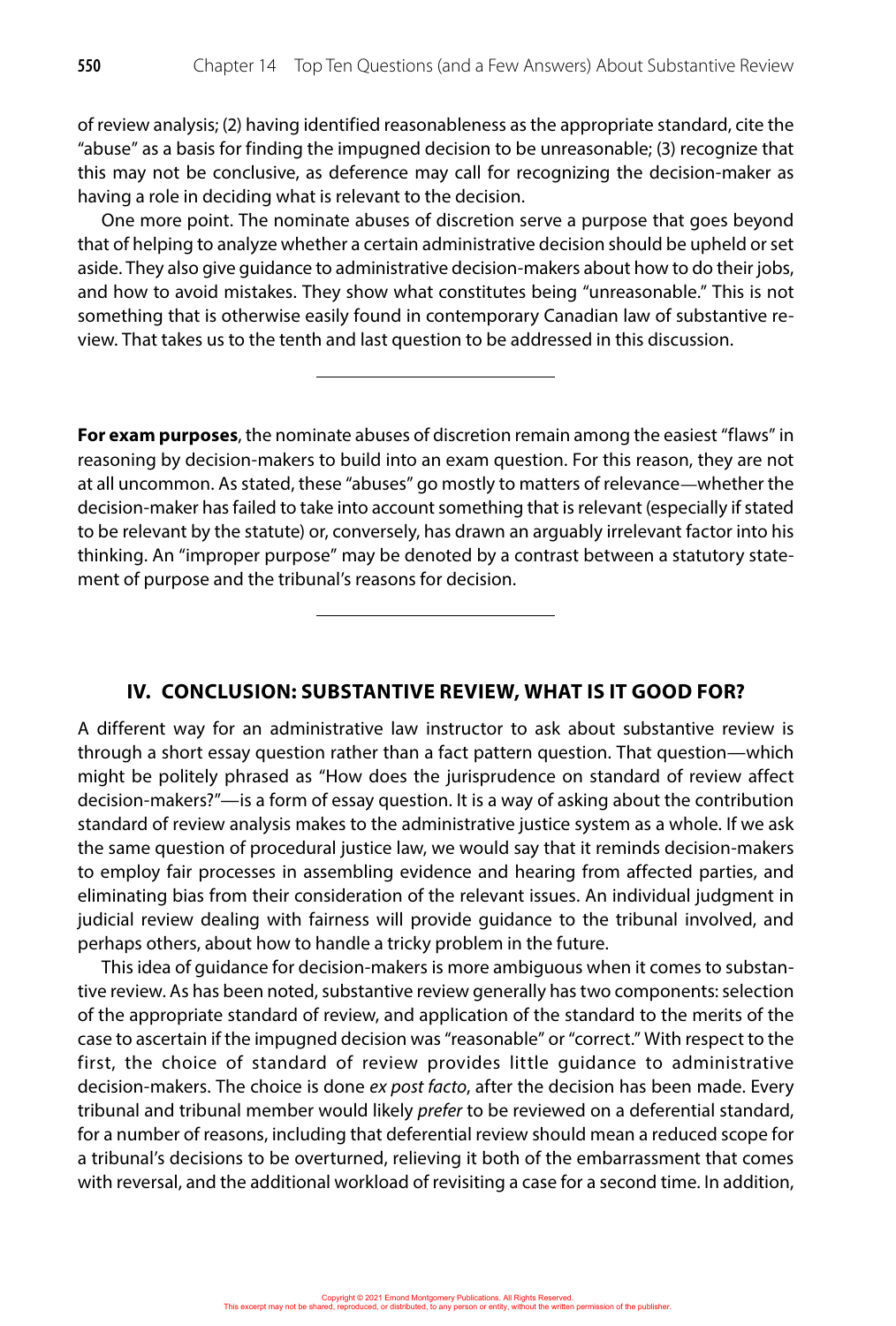of review analysis; (2) having identified reasonableness as the appropriate standard, cite the "abuse" as a basis for finding the impugned decision to be unreasonable; (3) recognize that this may not be conclusive, as deference may call for recognizing the decision-maker as having a role in deciding what is relevant to the decision.

One more point. The nominate abuses of discretion serve a purpose that goes beyond that of helping to analyze whether a certain administrative decision should be upheld or set aside. They also give guidance to administrative decision-makers about how to do their jobs, and how to avoid mistakes. They show what constitutes being "unreasonable." This is not something that is otherwise easily found in contemporary Canadian law of substantive review. That takes us to the tenth and last question to be addressed in this discussion.

---

**For exam purposes**, the nominate abuses of discretion remain among the easiest "flaws" in reasoning by decision-makers to build into an exam question. For this reason, they are not at all uncommon. As stated, these "abuses" go mostly to matters of relevance—whether the decision-maker has failed to take into account something that is relevant (especially if stated to be relevant by the statute) or, conversely, has drawn an arguably irrelevant factor into his thinking. An "improper purpose" may be denoted by a contrast between a statutory statement of purpose and the tribunal's reasons for decision.

---

## IV. CONCLUSION: SUBSTANTIVE REVIEW, WHAT IS IT GOOD FOR?

A different way for an administrative law instructor to ask about substantive review is through a short essay question rather than a fact pattern question. That question—which might be politely phrased as "How does the jurisprudence on standard of review affect decision-makers?"—is a form of essay question. It is a way of asking about the contribution standard of review analysis makes to the administrative justice system as a whole. If we ask the same question of procedural justice law, we would say that it reminds decision-makers to employ fair processes in assembling evidence and hearing from affected parties, and eliminating bias from their consideration of the relevant issues. An individual judgment in judicial review dealing with fairness will provide guidance to the tribunal involved, and perhaps others, about how to handle a tricky problem in the future.

This idea of guidance for decision-makers is more ambiguous when it comes to substantive review. As has been noted, substantive review generally has two components: selection of the appropriate standard of review, and application of the standard to the merits of the case to ascertain if the impugned decision was "reasonable" or "correct." With respect to the first, the choice of standard of review provides little guidance to administrative decision-makers. The choice is done *ex post facto*, after the decision has been made. Every tribunal and tribunal member would likely *prefer* to be reviewed on a deferential standard, for a number of reasons, including that deferential review should mean a reduced scope for a tribunal's decisions to be overturned, relieving it both of the embarrassment that comes with reversal, and the additional workload of revisiting a case for a second time. In addition,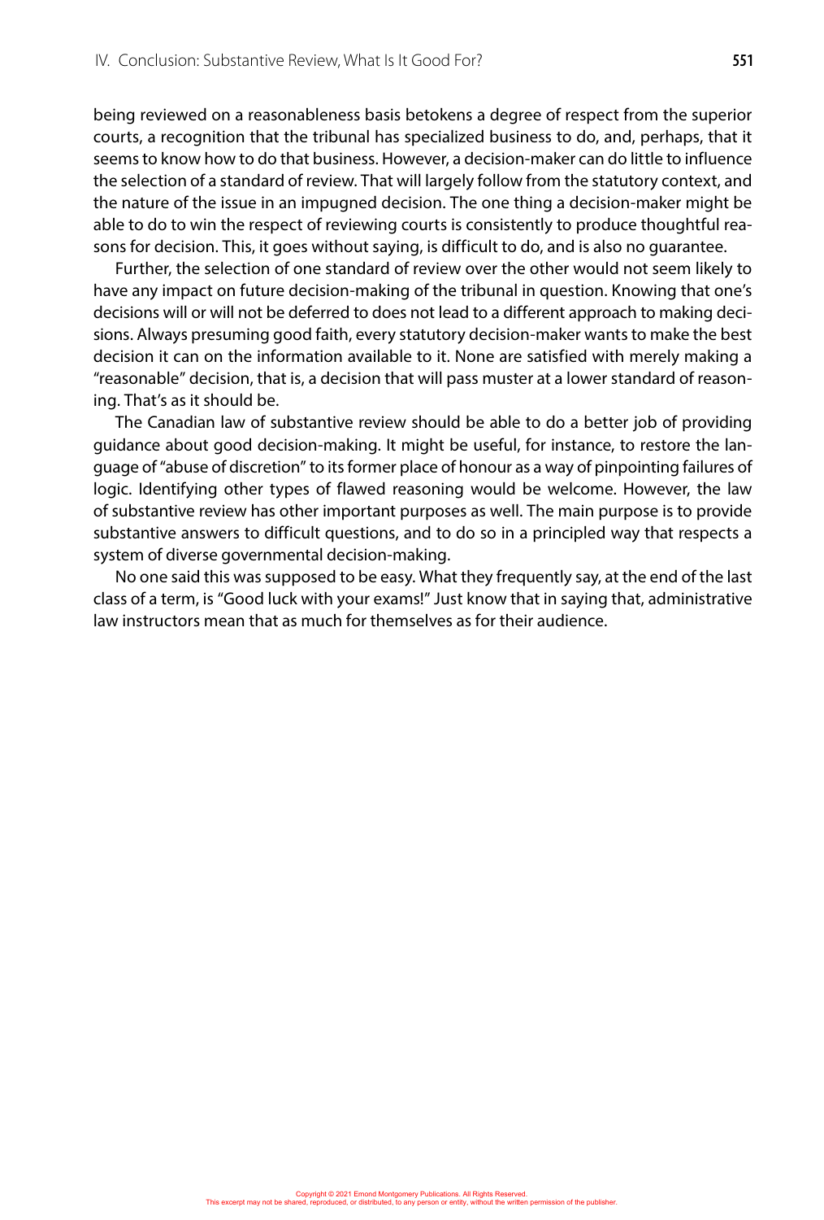being reviewed on a reasonableness basis betokens a degree of respect from the superior courts, a recognition that the tribunal has specialized business to do, and, perhaps, that it seems to know how to do that business. However, a decision-maker can do little to influence the selection of a standard of review. That will largely follow from the statutory context, and the nature of the issue in an impugned decision. The one thing a decision-maker might be able to do to win the respect of reviewing courts is consistently to produce thoughtful reasons for decision. This, it goes without saying, is difficult to do, and is also no guarantee.

Further, the selection of one standard of review over the other would not seem likely to have any impact on future decision-making of the tribunal in question. Knowing that one's decisions will or will not be deferred to does not lead to a different approach to making decisions. Always presuming good faith, every statutory decision-maker wants to make the best decision it can on the information available to it. None are satisfied with merely making a "reasonable" decision, that is, a decision that will pass muster at a lower standard of reasoning. That's as it should be.

The Canadian law of substantive review should be able to do a better job of providing guidance about good decision-making. It might be useful, for instance, to restore the language of "abuse of discretion" to its former place of honour as a way of pinpointing failures of logic. Identifying other types of flawed reasoning would be welcome. However, the law of substantive review has other important purposes as well. The main purpose is to provide substantive answers to difficult questions, and to do so in a principled way that respects a system of diverse governmental decision-making.

No one said this was supposed to be easy. What they frequently say, at the end of the last class of a term, is "Good luck with your exams!" Just know that in saying that, administrative law instructors mean that as much for themselves as for their audience.